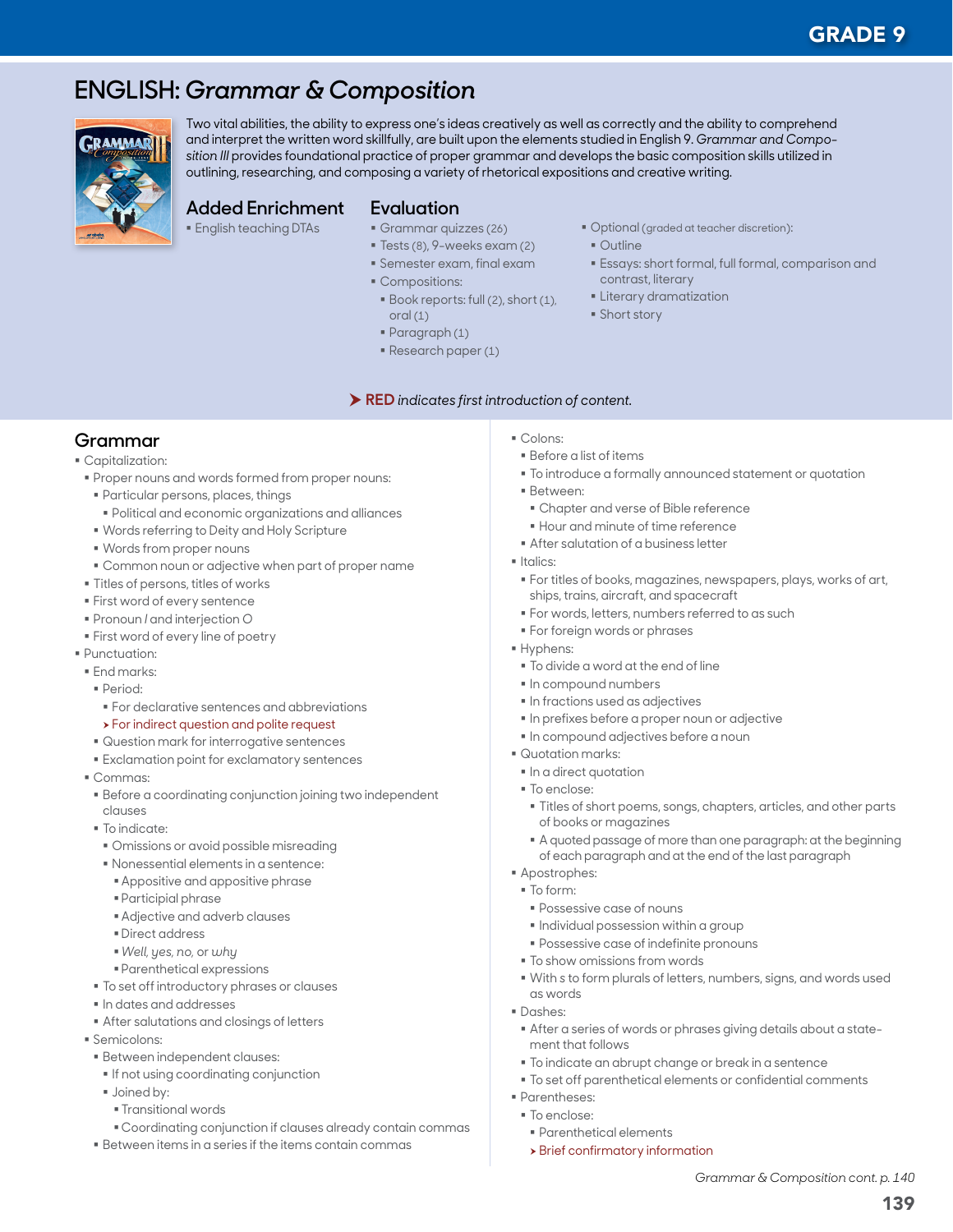# ENGLISH: *Grammar & Composition*

Two vital abilities, the ability to express one's ideas creatively as well as correctly and the ability to comprehend and interpret the written word skillfully, are built upon the elements studied in English 9. *Grammar and Composition III* provides foundational practice of proper grammar and develops the basic composition skills utilized in outlining, researching, and composing a variety of rhetorical expositions and creative writing.

## Added Enrichment

- English teaching DTAs

## Evaluation

- Grammar quizzes (26)
- Tests (8), 9-weeks exam (2)
- Semester exam, final exam
- Compositions:
  - Book reports: full (2), short (1), oral (1)
  - Paragraph (1)
  - Research paper (1)
- Optional (graded at teacher discretion):
  - Outline
  - Essays: short formal, full formal, comparison and contrast, literary
  - Literary dramatization
  - Short story

➤ **RED** *indicates first introduction of content.*

## Grammar

- Capitalization:
  - Proper nouns and words formed from proper nouns:
    - Particular persons, places, things
      - Political and economic organizations and alliances
    - Words referring to Deity and Holy Scripture
    - Words from proper nouns
    - Common noun or adjective when part of proper name
  - Titles of persons, titles of works
  - First word of every sentence
  - Pronoun *I* and interjection *O*
  - First word of every line of poetry
- Punctuation:
  - End marks:
    - Period:
      - For declarative sentences and abbreviations
      - ➤ For indirect question and polite request
    - Question mark for interrogative sentences
    - Exclamation point for exclamatory sentences
  - Commas:
    - Before a coordinating conjunction joining two independent clauses
    - To indicate:
      - Omissions or avoid possible misreading
      - Nonessential elements in a sentence:
        - Appositive and appositive phrase
        - Participial phrase
        - Adjective and adverb clauses
        - Direct address
        - *Well, yes, no,* or *why*
        - Parenthetical expressions
    - To set off introductory phrases or clauses
    - In dates and addresses
    - After salutations and closings of letters
  - Semicolons:
    - Between independent clauses:
      - If not using coordinating conjunction
      - Joined by:
        - Transitional words
        - Coordinating conjunction if clauses already contain commas
    - Between items in a series if the items contain commas
  - Colons:
    - Before a list of items
    - To introduce a formally announced statement or quotation
    - Between:
      - Chapter and verse of Bible reference
      - Hour and minute of time reference
    - After salutation of a business letter
- Italics:
  - For titles of books, magazines, newspapers, plays, works of art, ships, trains, aircraft, and spacecraft
  - For words, letters, numbers referred to as such
  - For foreign words or phrases
- Hyphens:
  - To divide a word at the end of line
  - In compound numbers
  - In fractions used as adjectives
  - In prefixes before a proper noun or adjective
  - In compound adjectives before a noun
- Quotation marks:
  - In a direct quotation
  - To enclose:
    - Titles of short poems, songs, chapters, articles, and other parts of books or magazines
    - A quoted passage of more than one paragraph: at the beginning of each paragraph and at the end of the last paragraph
- Apostrophes:
  - To form:
    - Possessive case of nouns
    - Individual possession within a group
    - Possessive case of indefinite pronouns
  - To show omissions from words
  - With s to form plurals of letters, numbers, signs, and words used as words
- Dashes:
  - After a series of words or phrases giving details about a statement that follows
  - To indicate an abrupt change or break in a sentence
  - To set off parenthetical elements or confidential comments
- Parentheses:
  - To enclose:
    - Parenthetical elements
    - ➤ Brief confirmatory information

*Grammar & Composition cont. p. 140*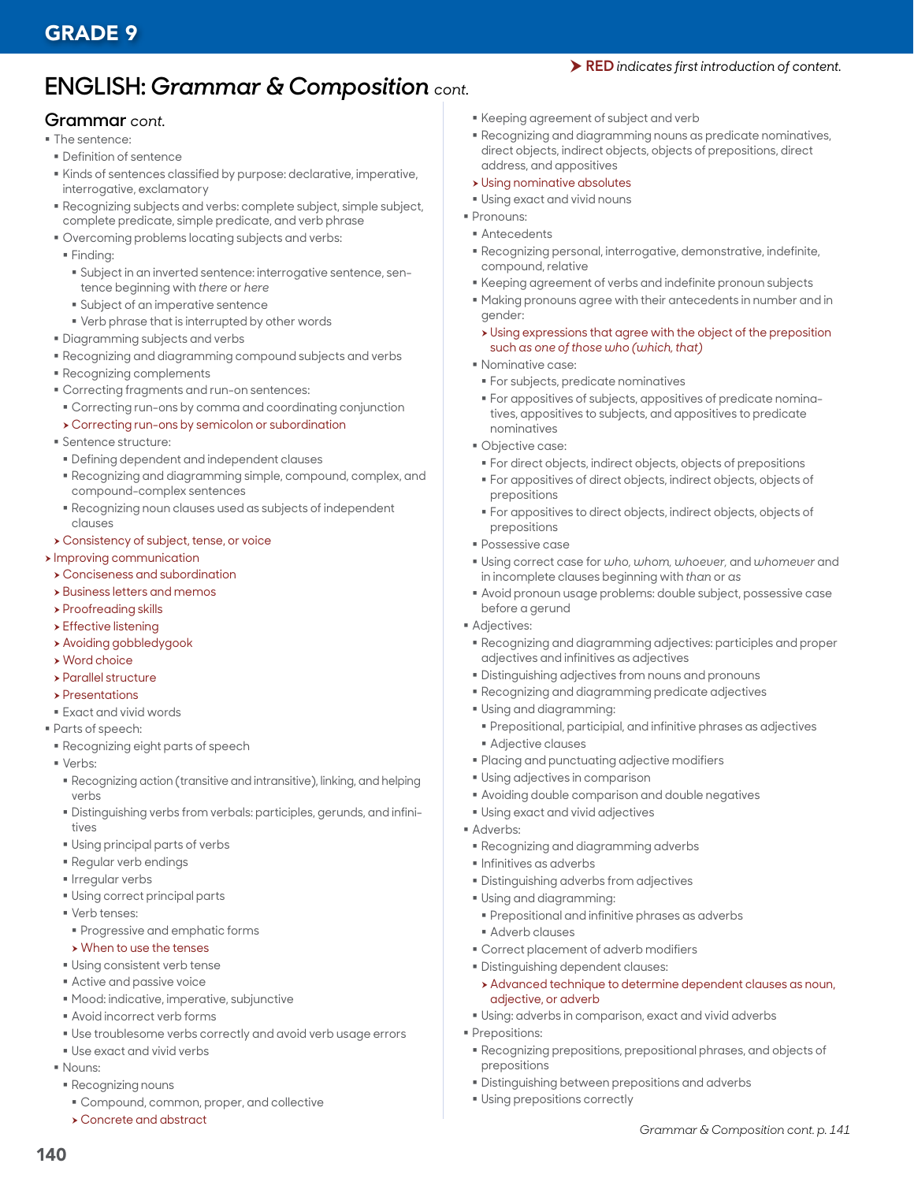## GRADE 9

➤ **RED** *indicates first introduction of content.*

# ENGLISH: *Grammar & Composition* cont.

## Grammar *cont.*

- The sentence:
  - Definition of sentence
  - Kinds of sentences classified by purpose: declarative, imperative, interrogative, exclamatory
  - Recognizing subjects and verbs: complete subject, simple subject, complete predicate, simple predicate, and verb phrase
  - Overcoming problems locating subjects and verbs:
    - Finding:
      - Subject in an inverted sentence: interrogative sentence, sentence beginning with *there* or *here*
      - Subject of an imperative sentence
      - Verb phrase that is interrupted by other words
  - Diagramming subjects and verbs
  - Recognizing and diagramming compound subjects and verbs
  - Recognizing complements
  - Correcting fragments and run-on sentences:
    - Correcting run-ons by comma and coordinating conjunction
    - ➤ Correcting run-ons by semicolon or subordination
  - Sentence structure:
    - Defining dependent and independent clauses
    - Recognizing and diagramming simple, compound, complex, and compound-complex sentences
    - Recognizing noun clauses used as subjects of independent clauses
  - ➤ Consistency of subject, tense, or voice
- ➤ Improving communication
  - ➤ Conciseness and subordination
  - ➤ Business letters and memos
  - ➤ Proofreading skills
  - ➤ Effective listening
  - ➤ Avoiding gobbledygook
  - ➤ Word choice
  - ➤ Parallel structure
  - ➤ Presentations
  - Exact and vivid words
- Parts of speech:
  - Recognizing eight parts of speech
  - Verbs:
    - Recognizing action (transitive and intransitive), linking, and helping verbs
    - Distinguishing verbs from verbals: participles, gerunds, and infinitives
    - Using principal parts of verbs
    - Regular verb endings
    - Irregular verbs
    - Using correct principal parts
    - Verb tenses:
      - Progressive and emphatic forms
      - ➤ When to use the tenses
    - Using consistent verb tense
    - Active and passive voice
    - Mood: indicative, imperative, subjunctive
    - Avoid incorrect verb forms
    - Use troublesome verbs correctly and avoid verb usage errors
    - Use exact and vivid verbs
  - Nouns:
    - Recognizing nouns
      - Compound, common, proper, and collective
      - ➤ Concrete and abstract
    - Keeping agreement of subject and verb
    - Recognizing and diagramming nouns as predicate nominatives, direct objects, indirect objects, objects of prepositions, direct address, and appositives
    - ➤ Using nominative absolutes
    - Using exact and vivid nouns
- Pronouns:
  - Antecedents
  - Recognizing personal, interrogative, demonstrative, indefinite, compound, relative
  - Keeping agreement of verbs and indefinite pronoun subjects
  - Making pronouns agree with their antecedents in number and in gender:
    - ➤ Using expressions that agree with the object of the preposition such *as one of those who (which, that)*
  - Nominative case:
    - For subjects, predicate nominatives
    - For appositives of subjects, appositives of predicate nominatives, appositives to subjects, and appositives to predicate nominatives
  - Objective case:
    - For direct objects, indirect objects, objects of prepositions
    - For appositives of direct objects, indirect objects, objects of prepositions
    - For appositives to direct objects, indirect objects, objects of prepositions
  - Possessive case
  - Using correct case for *who, whom, whoever,* and *whomever* and in incomplete clauses beginning with *than* or *as*
  - Avoid pronoun usage problems: double subject, possessive case before a gerund
- Adjectives:
  - Recognizing and diagramming adjectives: participles and proper adjectives and infinitives as adjectives
  - Distinguishing adjectives from nouns and pronouns
  - Recognizing and diagramming predicate adjectives
  - Using and diagramming:
    - Prepositional, participial, and infinitive phrases as adjectives
    - Adjective clauses
  - Placing and punctuating adjective modifiers
  - Using adjectives in comparison
  - Avoiding double comparison and double negatives
  - Using exact and vivid adjectives
- Adverbs:
  - Recognizing and diagramming adverbs
  - Infinitives as adverbs
  - Distinguishing adverbs from adjectives
  - Using and diagramming:
    - Prepositional and infinitive phrases as adverbs
    - Adverb clauses
  - Correct placement of adverb modifiers
  - Distinguishing dependent clauses:
    - ➤ Advanced technique to determine dependent clauses as noun, adjective, or adverb
  - Using: adverbs in comparison, exact and vivid adverbs
- Prepositions:
  - Recognizing prepositions, prepositional phrases, and objects of prepositions
  - Distinguishing between prepositions and adverbs
  - Using prepositions correctly

*Grammar & Composition cont. p. 141*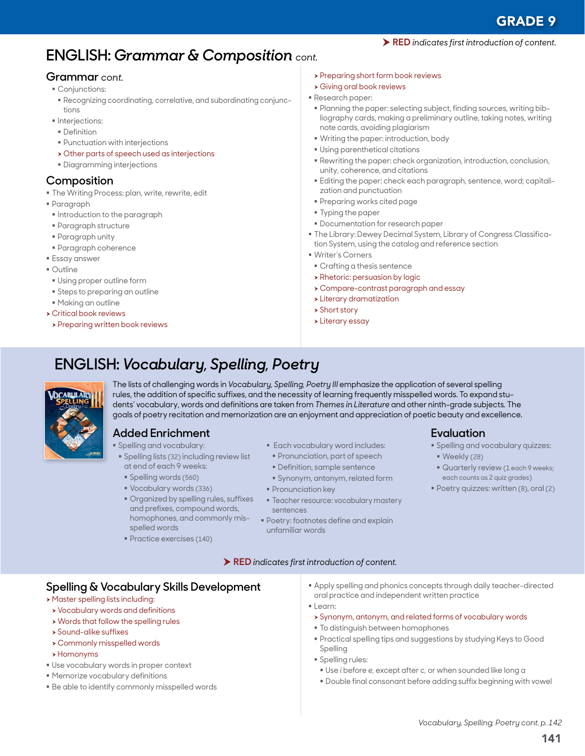GRADE 9

➤ **RED** *indicates first introduction of content.*

# ENGLISH: *Grammar & Composition* cont.

## Grammar cont.

- Conjunctions:
  - Recognizing coordinating, correlative, and subordinating conjunctions
- Interjections:
  - Definition
  - Punctuation with interjections
  - ➤ Other parts of speech used as interjections
  - Diagramming interjections

## Composition

- The Writing Process: plan, write, rewrite, edit
- Paragraph
  - Introduction to the paragraph
  - Paragraph structure
  - Paragraph unity
  - Paragraph coherence
- Essay answer
- Outline
  - Using proper outline form
  - Steps to preparing an outline
  - Making an outline
- ➤ Critical book reviews
  - ➤ Preparing written book reviews
  - ➤ Preparing short form book reviews
  - ➤ Giving oral book reviews
- Research paper:
  - Planning the paper: selecting subject, finding sources, writing bibliography cards, making a preliminary outline, taking notes, writing note cards, avoiding plagiarism
  - Writing the paper: introduction, body
  - Using parenthetical citations
  - Rewriting the paper: check organization, introduction, conclusion, unity, coherence, and citations
  - Editing the paper: check each paragraph, sentence, word; capitalization and punctuation
  - Preparing works cited page
  - Typing the paper
  - Documentation for research paper
- The Library: Dewey Decimal System, Library of Congress Classification System, using the catalog and reference section
- Writer's Corners
  - Crafting a thesis sentence
  - ➤ Rhetoric: persuasion by logic
  - ➤ Compare-contrast paragraph and essay
  - ➤ Literary dramatization
  - ➤ Short story
  - ➤ Literary essay

# ENGLISH: *Vocabulary, Spelling, Poetry*

The lists of challenging words in *Vocabulary, Spelling, Poetry III* emphasize the application of several spelling rules, the addition of specific suffixes, and the necessity of learning frequently misspelled words. To expand students' vocabulary, words and definitions are taken from *Themes in Literature* and other ninth-grade subjects. The goals of poetry recitation and memorization are an enjoyment and appreciation of poetic beauty and excellence.

## Added Enrichment

- Spelling and vocabulary:
  - Spelling lists (32) including review list at end of each 9 weeks:
    - Spelling words (560)
    - Vocabulary words (336)
    - Organized by spelling rules, suffixes and prefixes, compound words, homophones, and commonly misspelled words
    - Practice exercises (140)
  - Each vocabulary word includes:
    - Pronunciation, part of speech
    - Definition, sample sentence
    - Synonym, antonym, related form
  - Pronunciation key
  - Teacher resource: vocabulary mastery sentences
- Poetry: footnotes define and explain unfamiliar words

## Evaluation

- Spelling and vocabulary quizzes:
  - Weekly (28)
  - Quarterly review (1 each 9 weeks; each counts as 2 quiz grades)
- Poetry quizzes: written (8), oral (2)

➤ **RED** *indicates first introduction of content.*

## Spelling & Vocabulary Skills Development

- ➤ Master spelling lists including:
  - ➤ Vocabulary words and definitions
  - ➤ Words that follow the spelling rules
  - ➤ Sound-alike suffixes
  - ➤ Commonly misspelled words
  - ➤ Homonyms
- Use vocabulary words in proper context
- Memorize vocabulary definitions
- Be able to identify commonly misspelled words
- Apply spelling and phonics concepts through daily teacher-directed oral practice and independent written practice
- Learn:
  - ➤ Synonym, antonym, and related forms of vocabulary words
  - To distinguish between homophones
  - Practical spelling tips and suggestions by studying Keys to Good Spelling
  - Spelling rules:
    - Use *i* before *e*, except after *c*, or when sounded like long *a*
    - Double final consonant before adding suffix beginning with vowel

*Vocabulary, Spelling, Poetry cont. p. 142*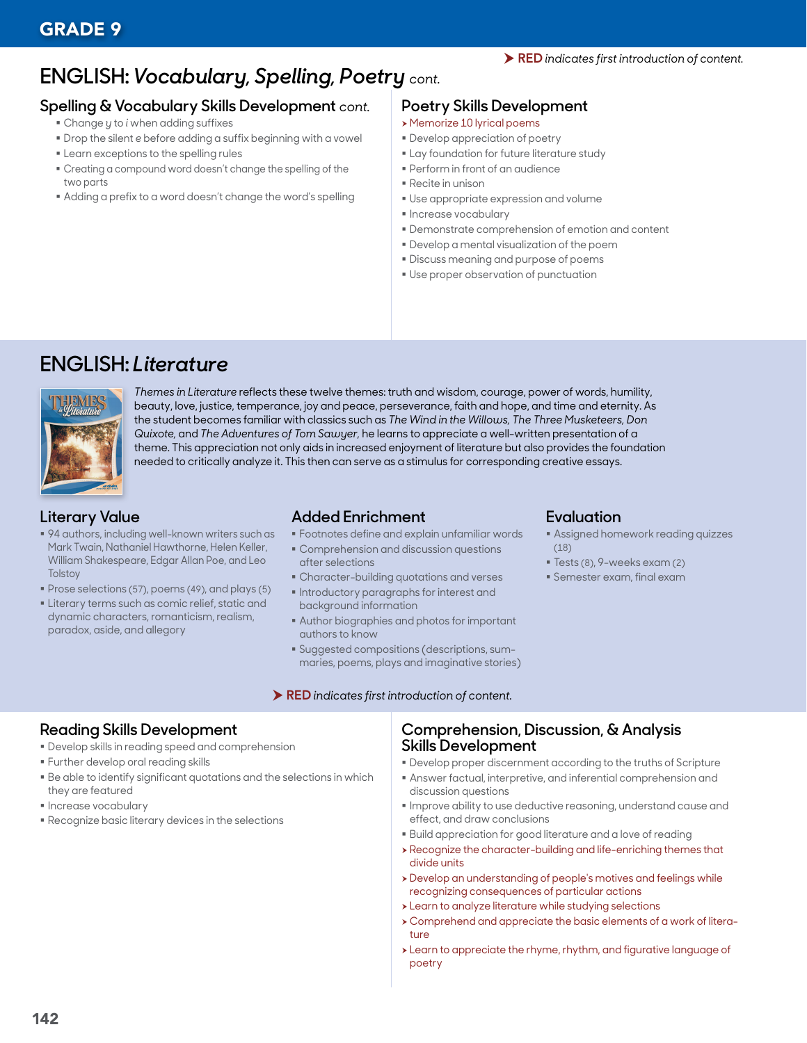# GRADE 9

➤ **RED** *indicates first introduction of content.*

## ENGLISH: *Vocabulary, Spelling, Poetry* cont.

### Spelling & Vocabulary Skills Development cont.

- Change *y* to *i* when adding suffixes
- Drop the silent *e* before adding a suffix beginning with a vowel
- Learn exceptions to the spelling rules
- Creating a compound word doesn't change the spelling of the two parts
- Adding a prefix to a word doesn't change the word's spelling

### Poetry Skills Development

- ➤ Memorize 10 lyrical poems
- Develop appreciation of poetry
- Lay foundation for future literature study
- Perform in front of an audience
- Recite in unison
- Use appropriate expression and volume
- Increase vocabulary
- Demonstrate comprehension of emotion and content
- Develop a mental visualization of the poem
- Discuss meaning and purpose of poems
- Use proper observation of punctuation

## ENGLISH: *Literature*

*Themes in Literature* reflects these twelve themes: truth and wisdom, courage, power of words, humility, beauty, love, justice, temperance, joy and peace, perseverance, faith and hope, and time and eternity. As the student becomes familiar with classics such as *The Wind in the Willows, The Three Musketeers, Don Quixote,* and *The Adventures of Tom Sawyer*, he learns to appreciate a well-written presentation of a theme. This appreciation not only aids in increased enjoyment of literature but also provides the foundation needed to critically analyze it. This then can serve as a stimulus for corresponding creative essays.

### Literary Value

- 94 authors, including well-known writers such as Mark Twain, Nathaniel Hawthorne, Helen Keller, William Shakespeare, Edgar Allan Poe, and Leo Tolstoy
- Prose selections (57), poems (49), and plays (5)
- Literary terms such as comic relief, static and dynamic characters, romanticism, realism, paradox, aside, and allegory

### Added Enrichment

- Footnotes define and explain unfamiliar words
- Comprehension and discussion questions after selections
- Character-building quotations and verses
- Introductory paragraphs for interest and background information
- Author biographies and photos for important authors to know
- Suggested compositions (descriptions, summaries, poems, plays and imaginative stories)

### Evaluation

- Assigned homework reading quizzes (18)
- Tests (8), 9-weeks exam (2)
- Semester exam, final exam

➤ **RED** *indicates first introduction of content.*

### Reading Skills Development

- Develop skills in reading speed and comprehension
- Further develop oral reading skills
- Be able to identify significant quotations and the selections in which they are featured
- Increase vocabulary
- Recognize basic literary devices in the selections

### Comprehension, Discussion, & Analysis Skills Development

- Develop proper discernment according to the truths of Scripture
- Answer factual, interpretive, and inferential comprehension and discussion questions
- Improve ability to use deductive reasoning, understand cause and effect, and draw conclusions
- Build appreciation for good literature and a love of reading
- ➤ Recognize the character-building and life-enriching themes that divide units
- ➤ Develop an understanding of people's motives and feelings while recognizing consequences of particular actions
- ➤ Learn to analyze literature while studying selections
- ➤ Comprehend and appreciate the basic elements of a work of literature
- ➤ Learn to appreciate the rhyme, rhythm, and figurative language of poetry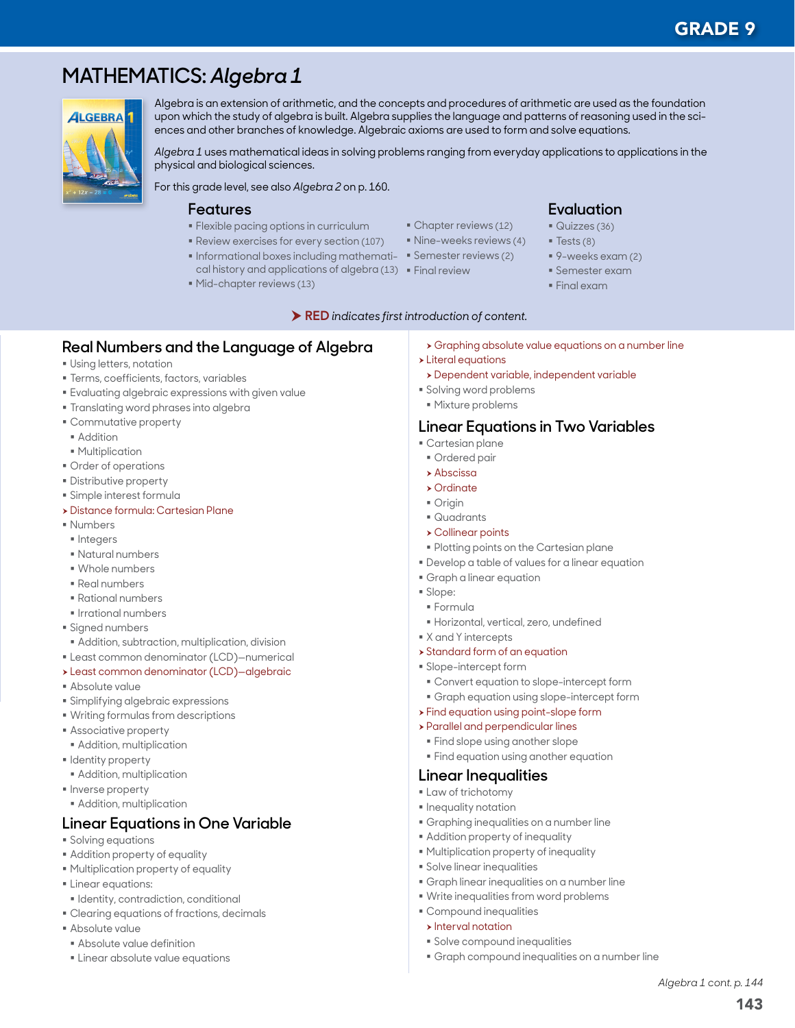GRADE 9

# MATHEMATICS: *Algebra 1*

Algebra is an extension of arithmetic, and the concepts and procedures of arithmetic are used as the foundation upon which the study of algebra is built. Algebra supplies the language and patterns of reasoning used in the sciences and other branches of knowledge. Algebraic axioms are used to form and solve equations.

*Algebra 1* uses mathematical ideas in solving problems ranging from everyday applications to applications in the physical and biological sciences.

For this grade level, see also *Algebra 2* on p. 160.

## Features

- Flexible pacing options in curriculum
- Review exercises for every section (107)
- Informational boxes including mathematical history and applications of algebra (13)
- Mid-chapter reviews (13)
- Chapter reviews (12)
- Nine-weeks reviews (4)
- Semester reviews (2)
- Final review

## Evaluation

- Quizzes (36)
- Tests (8)
- 9-weeks exam (2)
- Semester exam
- Final exam

➤ **RED** *indicates first introduction of content.*

## Real Numbers and the Language of Algebra

- Using letters, notation
- Terms, coefficients, factors, variables
- Evaluating algebraic expressions with given value
- Translating word phrases into algebra
- Commutative property
  - Addition
  - Multiplication
- Order of operations
- Distributive property
- Simple interest formula
- ➤ Distance formula: Cartesian Plane
- Numbers
  - Integers
  - Natural numbers
  - Whole numbers
  - Real numbers
  - Rational numbers
  - Irrational numbers
- Signed numbers
  - Addition, subtraction, multiplication, division
- Least common denominator (LCD)—numerical
- ➤ Least common denominator (LCD)—algebraic
- Absolute value
- Simplifying algebraic expressions
- Writing formulas from descriptions
- Associative property
  - Addition, multiplication
- Identity property
  - Addition, multiplication
- Inverse property
  - Addition, multiplication

## Linear Equations in One Variable

- Solving equations
- Addition property of equality
- Multiplication property of equality
- Linear equations:
  - Identity, contradiction, conditional
- Clearing equations of fractions, decimals
- Absolute value
  - Absolute value definition
  - Linear absolute value equations
  - ➤ Graphing absolute value equations on a number line
- ➤ Literal equations
  - ➤ Dependent variable, independent variable
- Solving word problems
  - Mixture problems

## Linear Equations in Two Variables

- Cartesian plane
  - Ordered pair
  - ➤ Abscissa
  - ➤ Ordinate
  - Origin
  - Quadrants
  - ➤ Collinear points
  - Plotting points on the Cartesian plane
- Develop a table of values for a linear equation
- Graph a linear equation
- Slope:
  - Formula
  - Horizontal, vertical, zero, undefined
- X and Y intercepts
- ➤ Standard form of an equation
- Slope-intercept form
  - Convert equation to slope-intercept form
  - Graph equation using slope-intercept form
- ➤ Find equation using point-slope form
- ➤ Parallel and perpendicular lines
  - Find slope using another slope
  - Find equation using another equation

## Linear Inequalities

- Law of trichotomy
- Inequality notation
- Graphing inequalities on a number line
- Addition property of inequality
- Multiplication property of inequality
- Solve linear inequalities
- Graph linear inequalities on a number line
- Write inequalities from word problems
- Compound inequalities
  - ➤ Interval notation
  - Solve compound inequalities
  - Graph compound inequalities on a number line

*Algebra 1 cont. p. 144*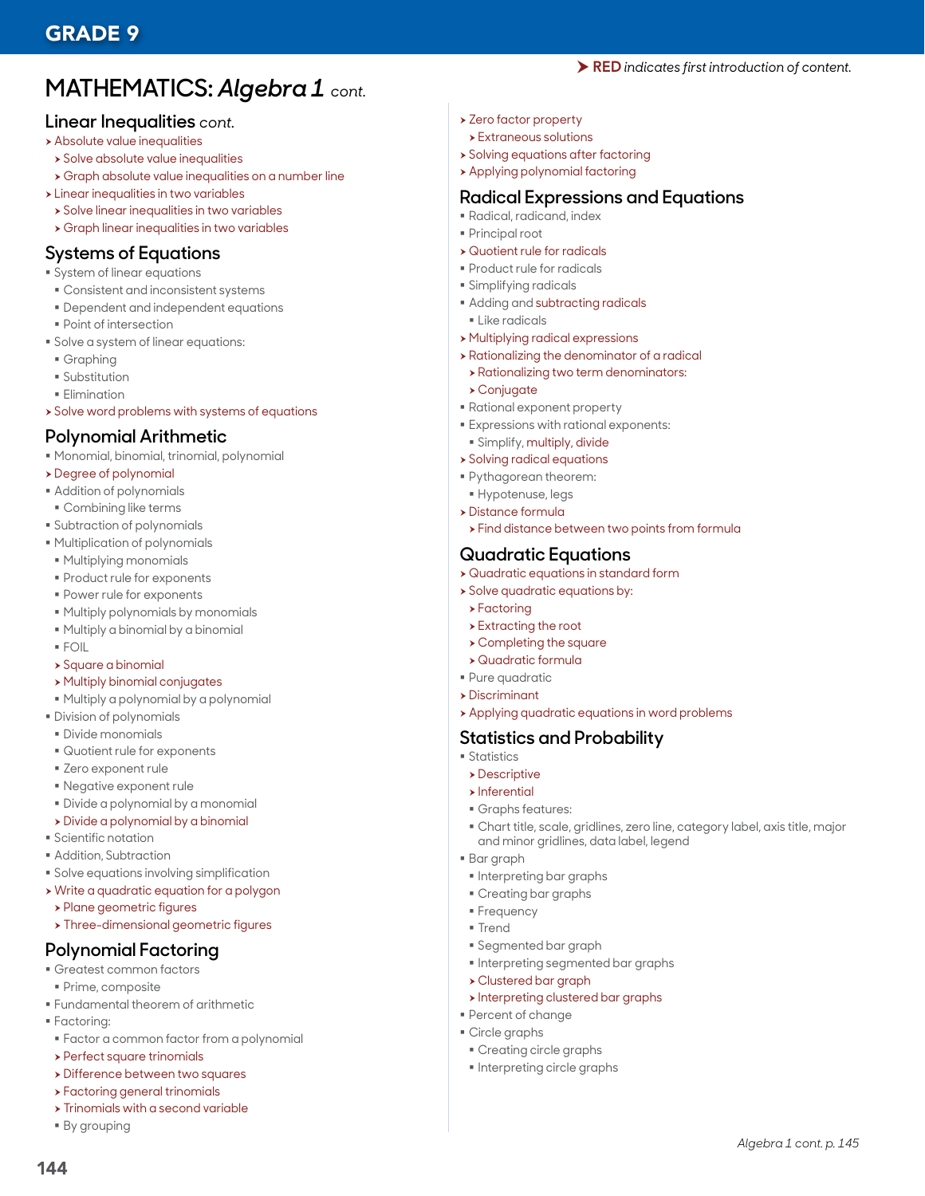# GRADE 9

➤ **RED** *indicates first introduction of content.*

## MATHEMATICS: *Algebra 1* cont.

### Linear Inequalities *cont.*

- Absolute value inequalities
  - Solve absolute value inequalities
  - Graph absolute value inequalities on a number line
- Linear inequalities in two variables
  - Solve linear inequalities in two variables
  - Graph linear inequalities in two variables

### Systems of Equations

- System of linear equations
  - Consistent and inconsistent systems
  - Dependent and independent equations
  - Point of intersection
- Solve a system of linear equations:
  - Graphing
  - Substitution
  - Elimination
- Solve word problems with systems of equations

### Polynomial Arithmetic

- Monomial, binomial, trinomial, polynomial
- Degree of polynomial
- Addition of polynomials
  - Combining like terms
- Subtraction of polynomials
- Multiplication of polynomials
  - Multiplying monomials
  - Product rule for exponents
  - Power rule for exponents
  - Multiply polynomials by monomials
  - Multiply a binomial by a binomial
  - FOIL
  - Square a binomial
  - Multiply binomial conjugates
  - Multiply a polynomial by a polynomial
- Division of polynomials
  - Divide monomials
  - Quotient rule for exponents
  - Zero exponent rule
  - Negative exponent rule
  - Divide a polynomial by a monomial
  - Divide a polynomial by a binomial
- Scientific notation
- Addition, Subtraction
- Solve equations involving simplification
- Write a quadratic equation for a polygon
  - Plane geometric figures
  - Three-dimensional geometric figures

### Polynomial Factoring

- Greatest common factors
  - Prime, composite
- Fundamental theorem of arithmetic
- Factoring:
  - Factor a common factor from a polynomial
  - Perfect square trinomials
  - Difference between two squares
  - Factoring general trinomials
  - Trinomials with a second variable
  - By grouping
- Zero factor property
  - Extraneous solutions
- Solving equations after factoring
- Applying polynomial factoring

### Radical Expressions and Equations

- Radical, radicand, index
- Principal root
- Quotient rule for radicals
- Product rule for radicals
- Simplifying radicals
- Adding and subtracting radicals
  - Like radicals
- Multiplying radical expressions
- Rationalizing the denominator of a radical
  - Rationalizing two term denominators:
  - Conjugate
- Rational exponent property
- Expressions with rational exponents:
  - Simplify, multiply, divide
- Solving radical equations
- Pythagorean theorem:
  - Hypotenuse, legs
- Distance formula
  - Find distance between two points from formula

### Quadratic Equations

- Quadratic equations in standard form
- Solve quadratic equations by:
  - Factoring
  - Extracting the root
  - Completing the square
  - Quadratic formula
- Pure quadratic
- Discriminant
- Applying quadratic equations in word problems

### Statistics and Probability

- Statistics
  - Descriptive
  - Inferential
  - Graphs features:
  - Chart title, scale, gridlines, zero line, category label, axis title, major and minor gridlines, data label, legend
- Bar graph
  - Interpreting bar graphs
  - Creating bar graphs
  - Frequency
  - Trend
  - Segmented bar graph
  - Interpreting segmented bar graphs
  - Clustered bar graph
  - Interpreting clustered bar graphs
- Percent of change
- Circle graphs
  - Creating circle graphs
  - Interpreting circle graphs

*Algebra 1 cont. p. 145*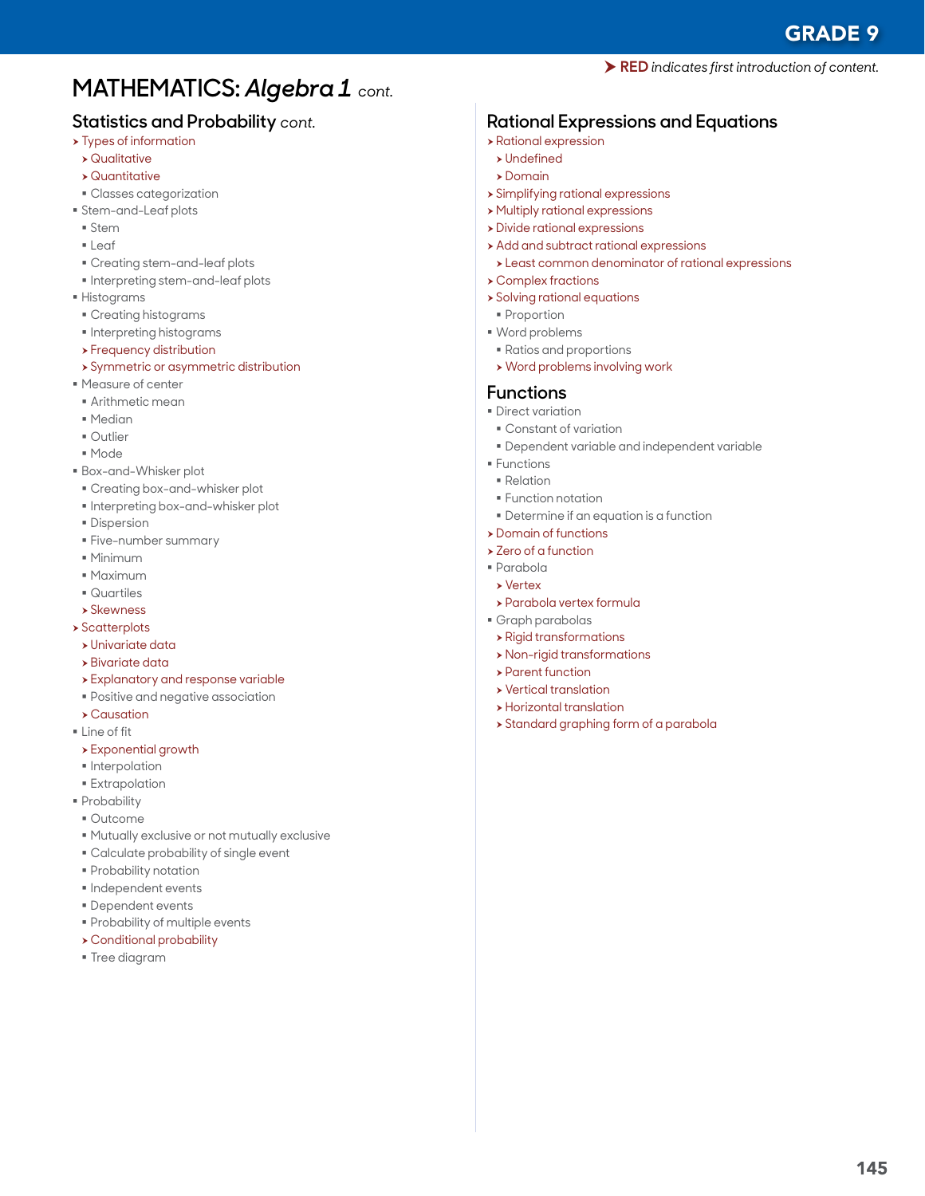# MATHEMATICS: *Algebra 1* cont.

➤ **RED** *indicates first introduction of content.*

## Statistics and Probability *cont.*

- ➤ Types of information
  - ➤ Qualitative
  - ➤ Quantitative
  - Classes categorization
- Stem-and-Leaf plots
  - Stem
  - Leaf
  - Creating stem-and-leaf plots
  - Interpreting stem-and-leaf plots
- Histograms
  - Creating histograms
  - Interpreting histograms
  - ➤ Frequency distribution
  - ➤ Symmetric or asymmetric distribution
- Measure of center
  - Arithmetic mean
  - Median
  - Outlier
  - Mode
- Box-and-Whisker plot
  - Creating box-and-whisker plot
  - Interpreting box-and-whisker plot
  - Dispersion
  - Five-number summary
  - Minimum
  - Maximum
  - Quartiles
  - ➤ Skewness
- ➤ Scatterplots
  - ➤ Univariate data
  - ➤ Bivariate data
  - ➤ Explanatory and response variable
  - Positive and negative association
  - ➤ Causation
- Line of fit
  - ➤ Exponential growth
  - Interpolation
  - Extrapolation
- Probability
  - Outcome
  - Mutually exclusive or not mutually exclusive
  - Calculate probability of single event
  - Probability notation
  - Independent events
  - Dependent events
  - Probability of multiple events
  - ➤ Conditional probability
  - Tree diagram

## Rational Expressions and Equations

- ➤ Rational expression
  - ➤ Undefined
  - ➤ Domain
- ➤ Simplifying rational expressions
- ➤ Multiply rational expressions
- ➤ Divide rational expressions
- ➤ Add and subtract rational expressions
  - ➤ Least common denominator of rational expressions
- ➤ Complex fractions
- ➤ Solving rational equations
  - Proportion
- Word problems
  - Ratios and proportions
  - ➤ Word problems involving work

## Functions

- Direct variation
  - Constant of variation
  - Dependent variable and independent variable
- Functions
  - Relation
  - Function notation
  - Determine if an equation is a function
- ➤ Domain of functions
- ➤ Zero of a function
- Parabola
  - ➤ Vertex
  - ➤ Parabola vertex formula
- Graph parabolas
  - ➤ Rigid transformations
  - ➤ Non-rigid transformations
  - ➤ Parent function
  - ➤ Vertical translation
  - ➤ Horizontal translation
  - ➤ Standard graphing form of a parabola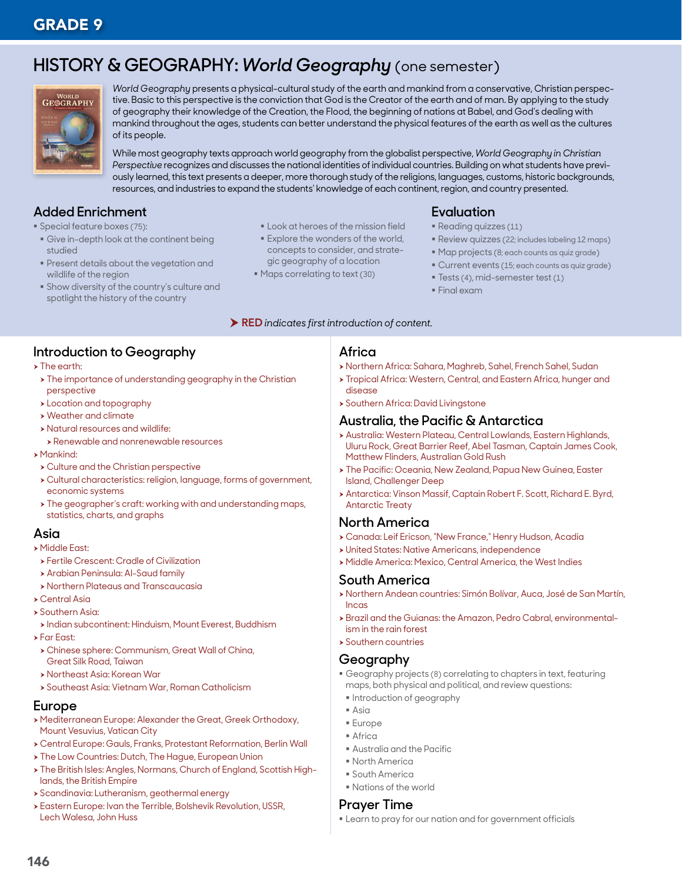# GRADE 9

## HISTORY & GEOGRAPHY: *World Geography* (one semester)

*World Geography* presents a physical-cultural study of the earth and mankind from a conservative, Christian perspective. Basic to this perspective is the conviction that God is the Creator of the earth and of man. By applying to the study of geography their knowledge of the Creation, the Flood, the beginning of nations at Babel, and God's dealing with mankind throughout the ages, students can better understand the physical features of the earth as well as the cultures of its people.

While most geography texts approach world geography from the globalist perspective, *World Geography in Christian Perspective* recognizes and discusses the national identities of individual countries. Building on what students have previously learned, this text presents a deeper, more thorough study of the religions, languages, customs, historic backgrounds, resources, and industries to expand the students' knowledge of each continent, region, and country presented.

### Added Enrichment

- Special feature boxes (75):
  - Give in-depth look at the continent being studied
  - Present details about the vegetation and wildlife of the region
  - Show diversity of the country's culture and spotlight the history of the country
  - Look at heroes of the mission field
  - Explore the wonders of the world, concepts to consider, and strategic geography of a location
- Maps correlating to text (30)

### Evaluation

- Reading quizzes (11)
- Review quizzes (22; includes labeling 12 maps)
- Map projects (8; each counts as quiz grade)
- Current events (15; each counts as quiz grade)
- Tests (4), mid-semester test (1)
- Final exam

➤ **RED** *indicates first introduction of content.*

### Introduction to Geography

- The earth:
  - The importance of understanding geography in the Christian perspective
  - Location and topography
  - Weather and climate
  - Natural resources and wildlife:
    - Renewable and nonrenewable resources
- Mankind:
  - Culture and the Christian perspective
  - Cultural characteristics: religion, language, forms of government, economic systems
  - The geographer's craft: working with and understanding maps, statistics, charts, and graphs

### Asia

- Middle East:
  - Fertile Crescent: Cradle of Civilization
  - Arabian Peninsula: Al-Saud family
  - Northern Plateaus and Transcaucasia
- Central Asia
- Southern Asia:
  - Indian subcontinent: Hinduism, Mount Everest, Buddhism
- Far East:
  - Chinese sphere: Communism, Great Wall of China, Great Silk Road, Taiwan
  - Northeast Asia: Korean War
  - Southeast Asia: Vietnam War, Roman Catholicism

### Europe

- Mediterranean Europe: Alexander the Great, Greek Orthodoxy, Mount Vesuvius, Vatican City
- Central Europe: Gauls, Franks, Protestant Reformation, Berlin Wall
- The Low Countries: Dutch, The Hague, European Union
- The British Isles: Angles, Normans, Church of England, Scottish Highlands, the British Empire
- Scandinavia: Lutheranism, geothermal energy
- Eastern Europe: Ivan the Terrible, Bolshevik Revolution, USSR, Lech Walesa, John Huss

### Africa

- Northern Africa: Sahara, Maghreb, Sahel, French Sahel, Sudan
- Tropical Africa: Western, Central, and Eastern Africa, hunger and disease
- Southern Africa: David Livingstone

### Australia, the Pacific & Antarctica

- Australia: Western Plateau, Central Lowlands, Eastern Highlands, Uluru Rock, Great Barrier Reef, Abel Tasman, Captain James Cook, Matthew Flinders, Australian Gold Rush
- The Pacific: Oceania, New Zealand, Papua New Guinea, Easter Island, Challenger Deep
- Antarctica: Vinson Massif, Captain Robert F. Scott, Richard E. Byrd, Antarctic Treaty

### North America

- Canada: Leif Ericson, "New France," Henry Hudson, Acadia
- United States: Native Americans, independence
- Middle America: Mexico, Central America, the West Indies

### South America

- Northern Andean countries: Simón Bolívar, Auca, José de San Martín, Incas
- Brazil and the Guianas: the Amazon, Pedro Cabral, environmentalism in the rain forest
- Southern countries

### Geography

- Geography projects (8) correlating to chapters in text, featuring maps, both physical and political, and review questions:
  - Introduction of geography
  - Asia
  - Europe
  - Africa
  - Australia and the Pacific
  - North America
  - South America
  - Nations of the world

### Prayer Time

- Learn to pray for our nation and for government officials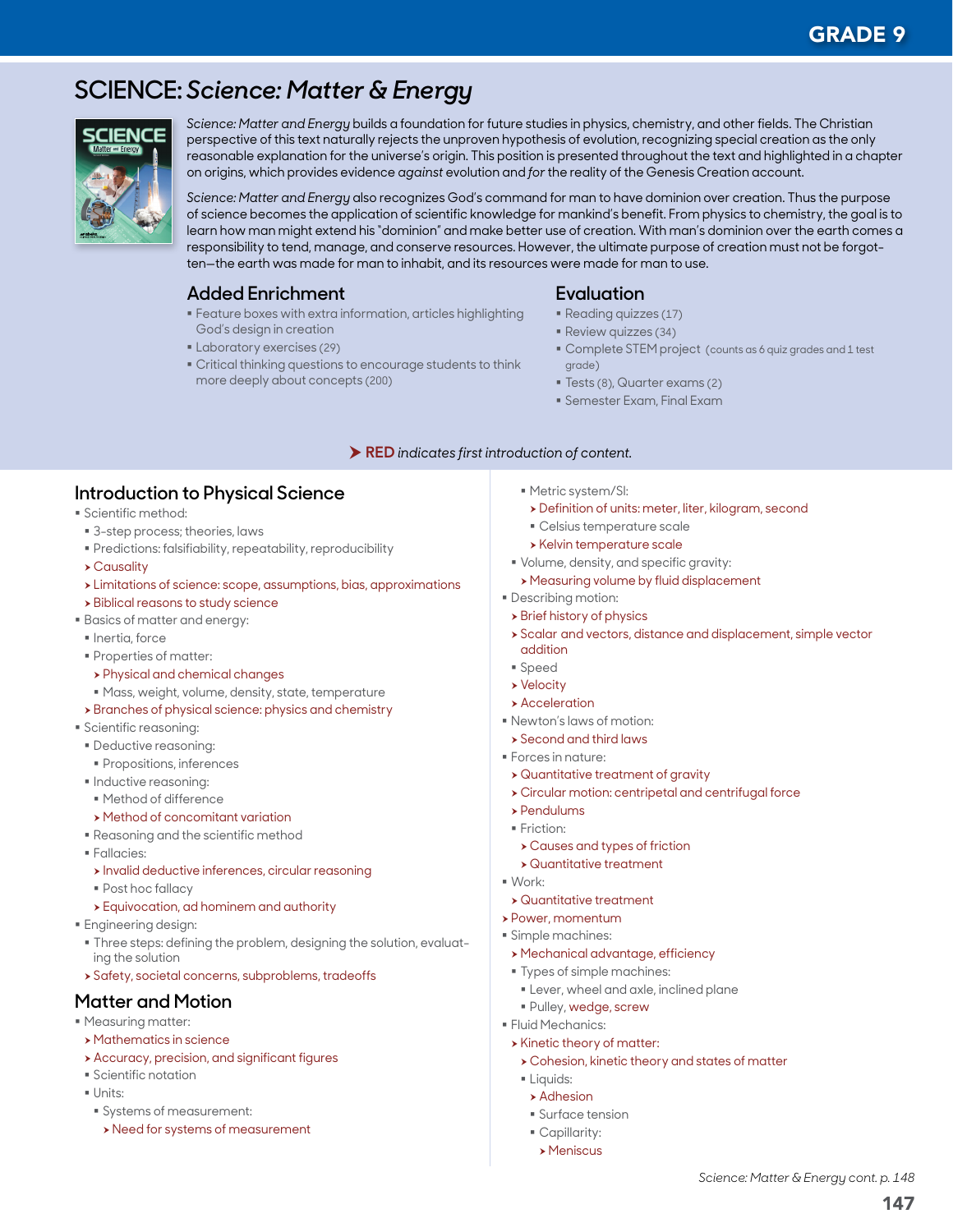# SCIENCE: *Science: Matter & Energy*

*Science: Matter and Energy* builds a foundation for future studies in physics, chemistry, and other fields. The Christian perspective of this text naturally rejects the unproven hypothesis of evolution, recognizing special creation as the only reasonable explanation for the universe's origin. This position is presented throughout the text and highlighted in a chapter on origins, which provides evidence *against* evolution and *for* the reality of the Genesis Creation account.

*Science: Matter and Energy* also recognizes God's command for man to have dominion over creation. Thus the purpose of science becomes the application of scientific knowledge for mankind's benefit. From physics to chemistry, the goal is to learn how man might extend his "dominion" and make better use of creation. With man's dominion over the earth comes a responsibility to tend, manage, and conserve resources. However, the ultimate purpose of creation must not be forgotten—the earth was made for man to inhabit, and its resources were made for man to use.

## Added Enrichment

- Feature boxes with extra information, articles highlighting God's design in creation
- Laboratory exercises (29)
- Critical thinking questions to encourage students to think more deeply about concepts (200)

## Evaluation

- Reading quizzes (17)
- Review quizzes (34)
- Complete STEM project (counts as 6 quiz grades and 1 test grade)
- Tests (8), Quarter exams (2)
- Semester Exam, Final Exam

➤ **RED** *indicates first introduction of content.*

## Introduction to Physical Science

- Scientific method:
  - 3-step process; theories, laws
  - Predictions: falsifiability, repeatability, reproducibility
  - ➤ Causality
  - ➤ Limitations of science: scope, assumptions, bias, approximations
  - ➤ Biblical reasons to study science
- Basics of matter and energy:
  - Inertia, force
  - Properties of matter:
    - ➤ Physical and chemical changes
    - Mass, weight, volume, density, state, temperature
  - ➤ Branches of physical science: physics and chemistry
- Scientific reasoning:
  - Deductive reasoning:
    - Propositions, inferences
  - Inductive reasoning:
    - Method of difference
    - ➤ Method of concomitant variation
  - Reasoning and the scientific method
  - Fallacies:
    - ➤ Invalid deductive inferences, circular reasoning
    - Post hoc fallacy
    - ➤ Equivocation, ad hominem and authority
- Engineering design:
  - Three steps: defining the problem, designing the solution, evaluating the solution
  - ➤ Safety, societal concerns, subproblems, tradeoffs

## Matter and Motion

- Measuring matter:
  - ➤ Mathematics in science
  - ➤ Accuracy, precision, and significant figures
  - Scientific notation
  - Units:
    - Systems of measurement:
      - ➤ Need for systems of measurement
    - Metric system/SI:
      - ➤ Definition of units: meter, liter, kilogram, second
      - Celsius temperature scale
      - ➤ Kelvin temperature scale
  - Volume, density, and specific gravity:
    - ➤ Measuring volume by fluid displacement
- Describing motion:
  - ➤ Brief history of physics
  - ➤ Scalar and vectors, distance and displacement, simple vector addition
  - Speed
  - ➤ Velocity
  - ➤ Acceleration
- Newton's laws of motion:
  - ➤ Second and third laws
- Forces in nature:
  - ➤ Quantitative treatment of gravity
  - ➤ Circular motion: centripetal and centrifugal force
  - ➤ Pendulums
  - Friction:
    - ➤ Causes and types of friction
    - ➤ Quantitative treatment
- Work:
  - ➤ Quantitative treatment
- ➤ Power, momentum
- Simple machines:
  - ➤ Mechanical advantage, efficiency
  - Types of simple machines:
    - Lever, wheel and axle, inclined plane
    - Pulley, wedge, screw
- Fluid Mechanics:
  - ➤ Kinetic theory of matter:
    - ➤ Cohesion, kinetic theory and states of matter
    - Liquids:
      - ➤ Adhesion
      - Surface tension
      - Capillarity:
        - ➤ Meniscus

*Science: Matter & Energy cont. p. 148*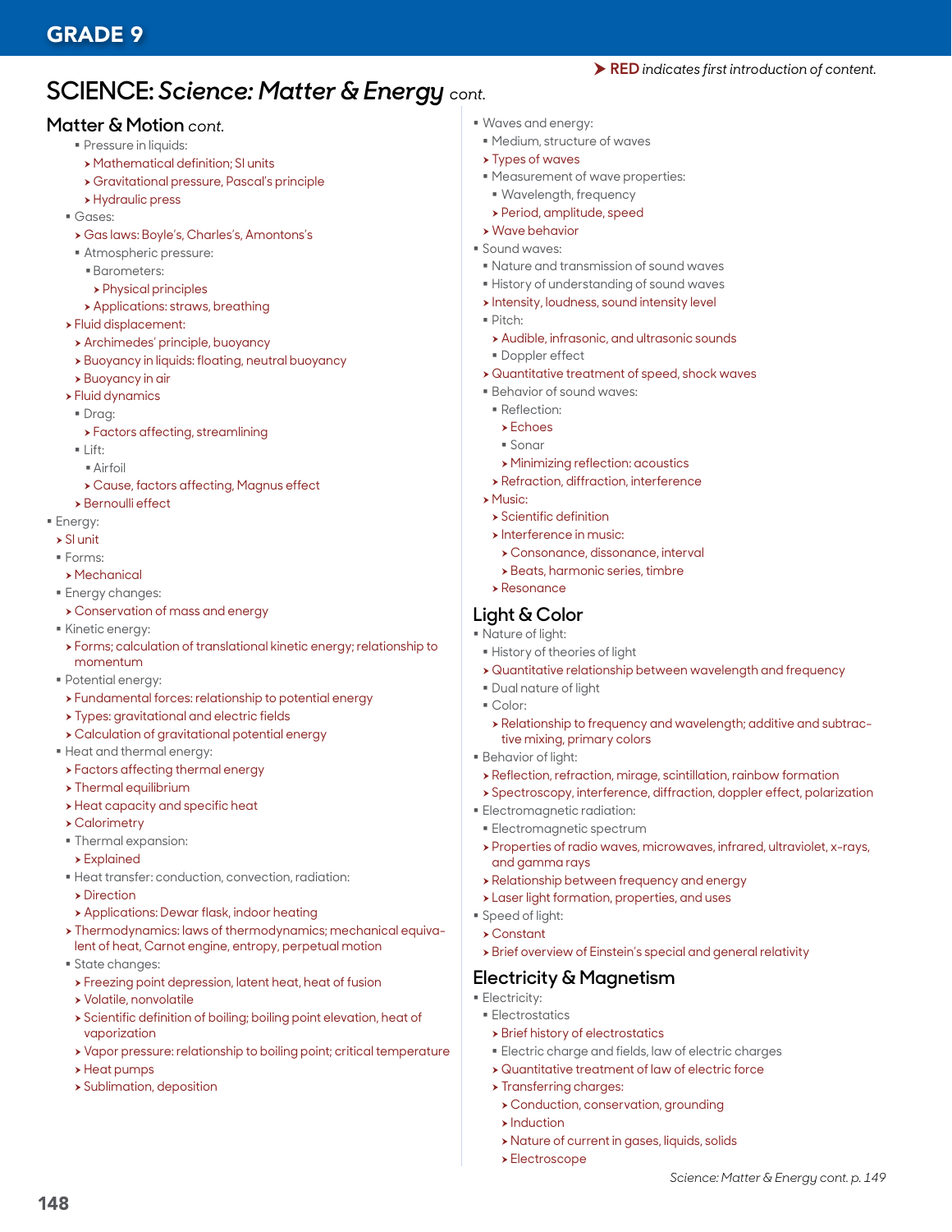GRADE 9

➤ **RED** *indicates first introduction of content.*

# SCIENCE: *Science: Matter & Energy* cont.

## Matter & Motion cont.

- Pressure in liquids:
  - Mathematical definition; SI units
  - Gravitational pressure, Pascal's principle
  - Hydraulic press
- Gases:
  - Gas laws: Boyle's, Charles's, Amontons's
  - Atmospheric pressure:
    - Barometers:
      - Physical principles
    - Applications: straws, breathing
  - Fluid displacement:
    - Archimedes' principle, buoyancy
    - Buoyancy in liquids: floating, neutral buoyancy
    - Buoyancy in air
  - Fluid dynamics
    - Drag:
      - Factors affecting, streamlining
    - Lift:
      - Airfoil
      - Cause, factors affecting, Magnus effect
    - Bernoulli effect
- Energy:
  - SI unit
  - Forms:
    - Mechanical
  - Energy changes:
    - Conservation of mass and energy
  - Kinetic energy:
    - Forms; calculation of translational kinetic energy; relationship to momentum
  - Potential energy:
    - Fundamental forces: relationship to potential energy
    - Types: gravitational and electric fields
    - Calculation of gravitational potential energy
  - Heat and thermal energy:
    - Factors affecting thermal energy
    - Thermal equilibrium
    - Heat capacity and specific heat
    - Calorimetry
    - Thermal expansion:
      - Explained
    - Heat transfer: conduction, convection, radiation:
      - Direction
      - Applications: Dewar flask, indoor heating
    - Thermodynamics: laws of thermodynamics; mechanical equivalent of heat, Carnot engine, entropy, perpetual motion
    - State changes:
      - Freezing point depression, latent heat, heat of fusion
      - Volatile, nonvolatile
      - Scientific definition of boiling; boiling point elevation, heat of vaporization
      - Vapor pressure: relationship to boiling point; critical temperature
      - Heat pumps
      - Sublimation, deposition
- Waves and energy:
  - Medium, structure of waves
  - Types of waves
  - Measurement of wave properties:
    - Wavelength, frequency
    - Period, amplitude, speed
  - Wave behavior
- Sound waves:
  - Nature and transmission of sound waves
  - History of understanding of sound waves
  - Intensity, loudness, sound intensity level
  - Pitch:
    - Audible, infrasonic, and ultrasonic sounds
    - Doppler effect
  - Quantitative treatment of speed, shock waves
  - Behavior of sound waves:
    - Reflection:
      - Echoes
      - Sonar
      - Minimizing reflection: acoustics
    - Refraction, diffraction, interference
  - Music:
    - Scientific definition
    - Interference in music:
      - Consonance, dissonance, interval
      - Beats, harmonic series, timbre
    - Resonance

## Light & Color

- Nature of light:
  - History of theories of light
  - Quantitative relationship between wavelength and frequency
  - Dual nature of light
  - Color:
    - Relationship to frequency and wavelength; additive and subtractive mixing, primary colors
- Behavior of light:
  - Reflection, refraction, mirage, scintillation, rainbow formation
  - Spectroscopy, interference, diffraction, doppler effect, polarization
- Electromagnetic radiation:
  - Electromagnetic spectrum
  - Properties of radio waves, microwaves, infrared, ultraviolet, x-rays, and gamma rays
  - Relationship between frequency and energy
  - Laser light formation, properties, and uses
- Speed of light:
  - Constant
  - Brief overview of Einstein's special and general relativity

## Electricity & Magnetism

- Electricity:
  - Electrostatics
    - Brief history of electrostatics
    - Electric charge and fields, law of electric charges
    - Quantitative treatment of law of electric force
    - Transferring charges:
      - Conduction, conservation, grounding
      - Induction
      - Nature of current in gases, liquids, solids
      - Electroscope

*Science: Matter & Energy cont. p. 149*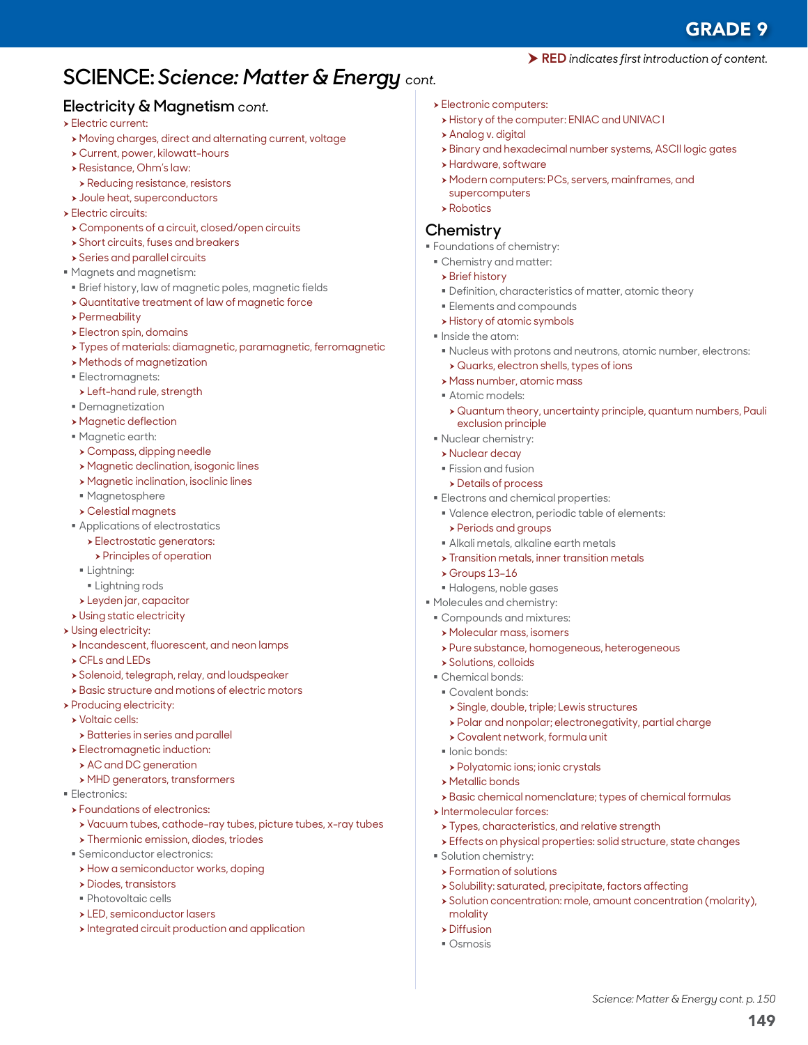**GRADE 9**

➤ **RED** *indicates first introduction of content.*

# SCIENCE: *Science: Matter & Energy* *cont.*

## Electricity & Magnetism *cont.*

- Electric current:
  - Moving charges, direct and alternating current, voltage
  - Current, power, kilowatt-hours
  - Resistance, Ohm's law:
    - Reducing resistance, resistors
  - Joule heat, superconductors
- Electric circuits:
  - Components of a circuit, closed/open circuits
  - Short circuits, fuses and breakers
  - Series and parallel circuits
- Magnets and magnetism:
  - Brief history, law of magnetic poles, magnetic fields
  - Quantitative treatment of law of magnetic force
  - Permeability
  - Electron spin, domains
  - Types of materials: diamagnetic, paramagnetic, ferromagnetic
  - Methods of magnetization
  - Electromagnets:
    - Left-hand rule, strength
  - Demagnetization
  - Magnetic deflection
  - Magnetic earth:
    - Compass, dipping needle
    - Magnetic declination, isogonic lines
    - Magnetic inclination, isoclinic lines
    - Magnetosphere
    - Celestial magnets
  - Applications of electrostatics
    - Electrostatic generators:
      - Principles of operation
    - Lightning:
      - Lightning rods
    - Leyden jar, capacitor
  - Using static electricity
- Using electricity:
  - Incandescent, fluorescent, and neon lamps
  - CFLs and LEDs
  - Solenoid, telegraph, relay, and loudspeaker
  - Basic structure and motions of electric motors
- Producing electricity:
  - Voltaic cells:
    - Batteries in series and parallel
  - Electromagnetic induction:
    - AC and DC generation
    - MHD generators, transformers
- Electronics:
  - Foundations of electronics:
    - Vacuum tubes, cathode-ray tubes, picture tubes, x-ray tubes
    - Thermionic emission, diodes, triodes
  - Semiconductor electronics:
    - How a semiconductor works, doping
    - Diodes, transistors
    - Photovoltaic cells
    - LED, semiconductor lasers
    - Integrated circuit production and application
  - Electronic computers:
    - History of the computer: ENIAC and UNIVAC I
    - Analog v. digital
    - Binary and hexadecimal number systems, ASCII logic gates
    - Hardware, software
    - Modern computers: PCs, servers, mainframes, and supercomputers
    - Robotics

## Chemistry

- Foundations of chemistry:
  - Chemistry and matter:
    - Brief history
    - Definition, characteristics of matter, atomic theory
    - Elements and compounds
    - History of atomic symbols
  - Inside the atom:
    - Nucleus with protons and neutrons, atomic number, electrons:
      - Quarks, electron shells, types of ions
    - Mass number, atomic mass
    - Atomic models:
      - Quantum theory, uncertainty principle, quantum numbers, Pauli exclusion principle
  - Nuclear chemistry:
    - Nuclear decay
    - Fission and fusion
      - Details of process
  - Electrons and chemical properties:
    - Valence electron, periodic table of elements:
      - Periods and groups
    - Alkali metals, alkaline earth metals
    - Transition metals, inner transition metals
    - Groups 13–16
    - Halogens, noble gases
- Molecules and chemistry:
  - Compounds and mixtures:
    - Molecular mass, isomers
    - Pure substance, homogeneous, heterogeneous
    - Solutions, colloids
  - Chemical bonds:
    - Covalent bonds:
      - Single, double, triple; Lewis structures
      - Polar and nonpolar; electronegativity, partial charge
      - Covalent network, formula unit
    - Ionic bonds:
      - Polyatomic ions; ionic crystals
    - Metallic bonds
    - Basic chemical nomenclature; types of chemical formulas
  - Intermolecular forces:
    - Types, characteristics, and relative strength
    - Effects on physical properties: solid structure, state changes
  - Solution chemistry:
    - Formation of solutions
    - Solubility: saturated, precipitate, factors affecting
    - Solution concentration: mole, amount concentration (molarity), molality
    - Diffusion
    - Osmosis

*Science: Matter & Energy cont. p. 150*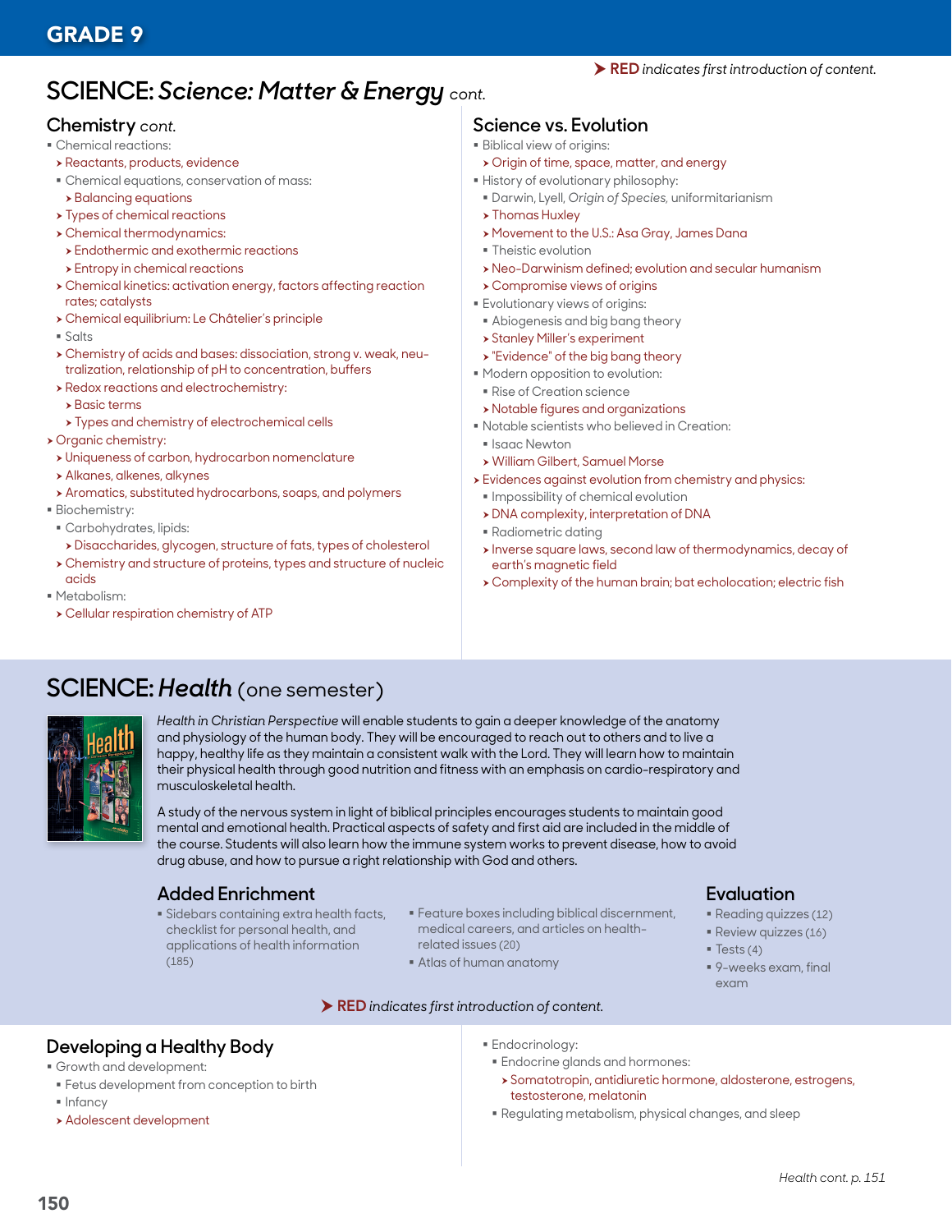# GRADE 9

➤ **RED** *indicates first introduction of content.*

## SCIENCE: *Science: Matter & Energy* cont.

### Chemistry cont.

- Chemical reactions:
  - ➤ Reactants, products, evidence
  - Chemical equations, conservation of mass:
    - ➤ Balancing equations
  - ➤ Types of chemical reactions
  - ➤ Chemical thermodynamics:
    - ➤ Endothermic and exothermic reactions
    - ➤ Entropy in chemical reactions
  - ➤ Chemical kinetics: activation energy, factors affecting reaction rates; catalysts
  - ➤ Chemical equilibrium: Le Châtelier's principle
  - Salts
  - ➤ Chemistry of acids and bases: dissociation, strong v. weak, neutralization, relationship of pH to concentration, buffers
  - ➤ Redox reactions and electrochemistry:
    - ➤ Basic terms
    - ➤ Types and chemistry of electrochemical cells
- ➤ Organic chemistry:
  - ➤ Uniqueness of carbon, hydrocarbon nomenclature
  - ➤ Alkanes, alkenes, alkynes
  - ➤ Aromatics, substituted hydrocarbons, soaps, and polymers
- Biochemistry:
  - Carbohydrates, lipids:
    - ➤ Disaccharides, glycogen, structure of fats, types of cholesterol
  - ➤ Chemistry and structure of proteins, types and structure of nucleic acids
- Metabolism:
  - ➤ Cellular respiration chemistry of ATP

### Science vs. Evolution

- Biblical view of origins:
  - ➤ Origin of time, space, matter, and energy
- History of evolutionary philosophy:
  - Darwin, Lyell, *Origin of Species,* uniformitarianism
  - ➤ Thomas Huxley
  - ➤ Movement to the U.S.: Asa Gray, James Dana
  - Theistic evolution
  - ➤ Neo-Darwinism defined; evolution and secular humanism
  - ➤ Compromise views of origins
- Evolutionary views of origins:
  - Abiogenesis and big bang theory
  - ➤ Stanley Miller's experiment
  - ➤ "Evidence" of the big bang theory
- Modern opposition to evolution:
  - Rise of Creation science
  - ➤ Notable figures and organizations
- Notable scientists who believed in Creation:
  - Isaac Newton
  - ➤ William Gilbert, Samuel Morse
- ➤ Evidences against evolution from chemistry and physics:
  - Impossibility of chemical evolution
  - ➤ DNA complexity, interpretation of DNA
  - Radiometric dating
  - ➤ Inverse square laws, second law of thermodynamics, decay of earth's magnetic field
  - ➤ Complexity of the human brain; bat echolocation; electric fish

## SCIENCE: *Health* (one semester)

*Health in Christian Perspective* will enable students to gain a deeper knowledge of the anatomy and physiology of the human body. They will be encouraged to reach out to others and to live a happy, healthy life as they maintain a consistent walk with the Lord. They will learn how to maintain their physical health through good nutrition and fitness with an emphasis on cardio-respiratory and musculoskeletal health.

A study of the nervous system in light of biblical principles encourages students to maintain good mental and emotional health. Practical aspects of safety and first aid are included in the middle of the course. Students will also learn how the immune system works to prevent disease, how to avoid drug abuse, and how to pursue a right relationship with God and others.

### Added Enrichment

- Sidebars containing extra health facts, checklist for personal health, and applications of health information (185)
- Feature boxes including biblical discernment, medical careers, and articles on health-related issues (20)
- Atlas of human anatomy

### Evaluation

- Reading quizzes (12)
- Review quizzes (16)
- Tests (4)
- 9-weeks exam, final exam

➤ **RED** *indicates first introduction of content.*

### Developing a Healthy Body

- Growth and development:
  - Fetus development from conception to birth
  - Infancy
  - ➤ Adolescent development
- Endocrinology:
  - Endocrine glands and hormones:
    - ➤ Somatotropin, antidiuretic hormone, aldosterone, estrogens, testosterone, melatonin
  - Regulating metabolism, physical changes, and sleep

*Health cont. p. 151*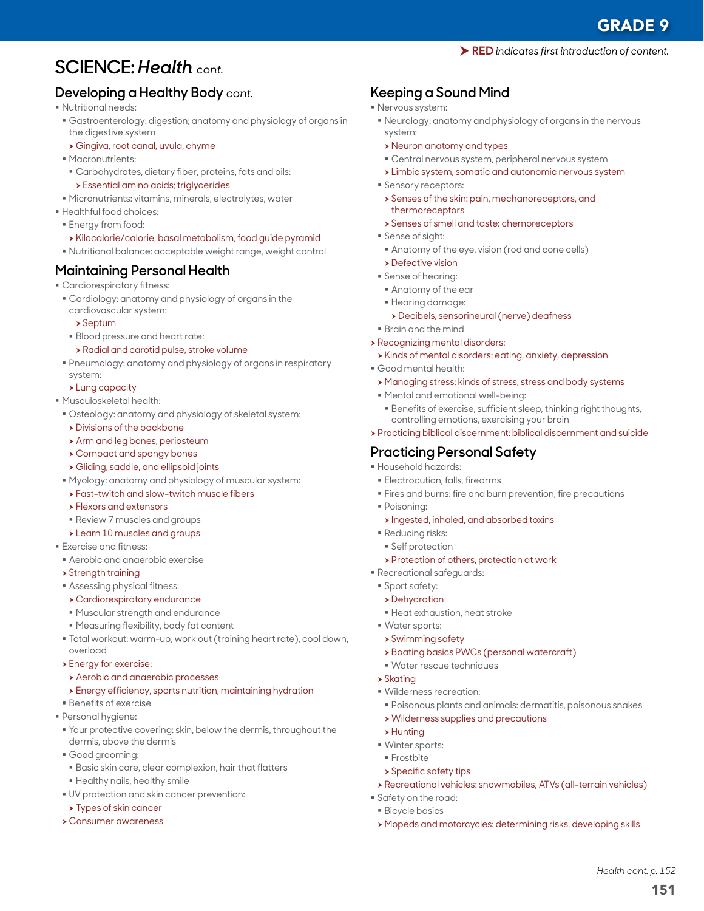➤ **RED** *indicates first introduction of content.*

# SCIENCE: *Health* cont.

## Developing a Healthy Body cont.

- Nutritional needs:
  - Gastroenterology: digestion; anatomy and physiology of organs in the digestive system
    - ➤ Gingiva, root canal, uvula, chyme
  - Macronutrients:
    - Carbohydrates, dietary fiber, proteins, fats and oils:
      - ➤ Essential amino acids; triglycerides
  - Micronutrients: vitamins, minerals, electrolytes, water
- Healthful food choices:
  - Energy from food:
    - ➤ Kilocalorie/calorie, basal metabolism, food guide pyramid
  - Nutritional balance: acceptable weight range, weight control

## Maintaining Personal Health

- Cardiorespiratory fitness:
  - Cardiology: anatomy and physiology of organs in the cardiovascular system:
    - ➤ Septum
  - Blood pressure and heart rate:
    - ➤ Radial and carotid pulse, stroke volume
  - Pneumology: anatomy and physiology of organs in respiratory system:
    - ➤ Lung capacity
- Musculoskeletal health:
  - Osteology: anatomy and physiology of skeletal system:
    - ➤ Divisions of the backbone
    - ➤ Arm and leg bones, periosteum
    - ➤ Compact and spongy bones
    - ➤ Gliding, saddle, and ellipsoid joints
  - Myology: anatomy and physiology of muscular system:
    - ➤ Fast-twitch and slow-twitch muscle fibers
    - ➤ Flexors and extensors
    - Review 7 muscles and groups
    - ➤ Learn 10 muscles and groups
- Exercise and fitness:
  - Aerobic and anaerobic exercise
  - ➤ Strength training
  - Assessing physical fitness:
    - ➤ Cardiorespiratory endurance
    - Muscular strength and endurance
    - Measuring flexibility, body fat content
  - Total workout: warm-up, work out (training heart rate), cool down, overload
  - ➤ Energy for exercise:
    - ➤ Aerobic and anaerobic processes
    - ➤ Energy efficiency, sports nutrition, maintaining hydration
  - Benefits of exercise
- Personal hygiene:
  - Your protective covering: skin, below the dermis, throughout the dermis, above the dermis
  - Good grooming:
    - Basic skin care, clear complexion, hair that flatters
    - Healthy nails, healthy smile
  - UV protection and skin cancer prevention:
    - ➤ Types of skin cancer
  - ➤ Consumer awareness

## Keeping a Sound Mind

- Nervous system:
  - Neurology: anatomy and physiology of organs in the nervous system:
    - ➤ Neuron anatomy and types
    - Central nervous system, peripheral nervous system
    - ➤ Limbic system, somatic and autonomic nervous system
  - Sensory receptors:
    - ➤ Senses of the skin: pain, mechanoreceptors, and thermoreceptors
    - ➤ Senses of smell and taste: chemoreceptors
  - Sense of sight:
    - Anatomy of the eye, vision (rod and cone cells)
    - ➤ Defective vision
  - Sense of hearing:
    - Anatomy of the ear
    - Hearing damage:
      - ➤ Decibels, sensorineural (nerve) deafness
  - Brain and the mind
- ➤ Recognizing mental disorders:
  - ➤ Kinds of mental disorders: eating, anxiety, depression
- Good mental health:
  - ➤ Managing stress: kinds of stress, stress and body systems
  - Mental and emotional well-being:
    - Benefits of exercise, sufficient sleep, thinking right thoughts, controlling emotions, exercising your brain
- ➤ Practicing biblical discernment: biblical discernment and suicide

## Practicing Personal Safety

- Household hazards:
  - Electrocution, falls, firearms
  - Fires and burns: fire and burn prevention, fire precautions
  - Poisoning:
    - ➤ Ingested, inhaled, and absorbed toxins
  - Reducing risks:
    - Self protection
    - ➤ Protection of others, protection at work
- Recreational safeguards:
  - Sport safety:
    - ➤ Dehydration
    - Heat exhaustion, heat stroke
  - Water sports:
    - ➤ Swimming safety
    - ➤ Boating basics PWCs (personal watercraft)
    - Water rescue techniques
  - ➤ Skating
  - Wilderness recreation:
    - Poisonous plants and animals: dermatitis, poisonous snakes
    - ➤ Wilderness supplies and precautions
    - ➤ Hunting
  - Winter sports:
    - Frostbite
    - ➤ Specific safety tips
  - ➤ Recreational vehicles: snowmobiles, ATVs (all-terrain vehicles)
- Safety on the road:
  - Bicycle basics
  - ➤ Mopeds and motorcycles: determining risks, developing skills

*Health cont. p. 152*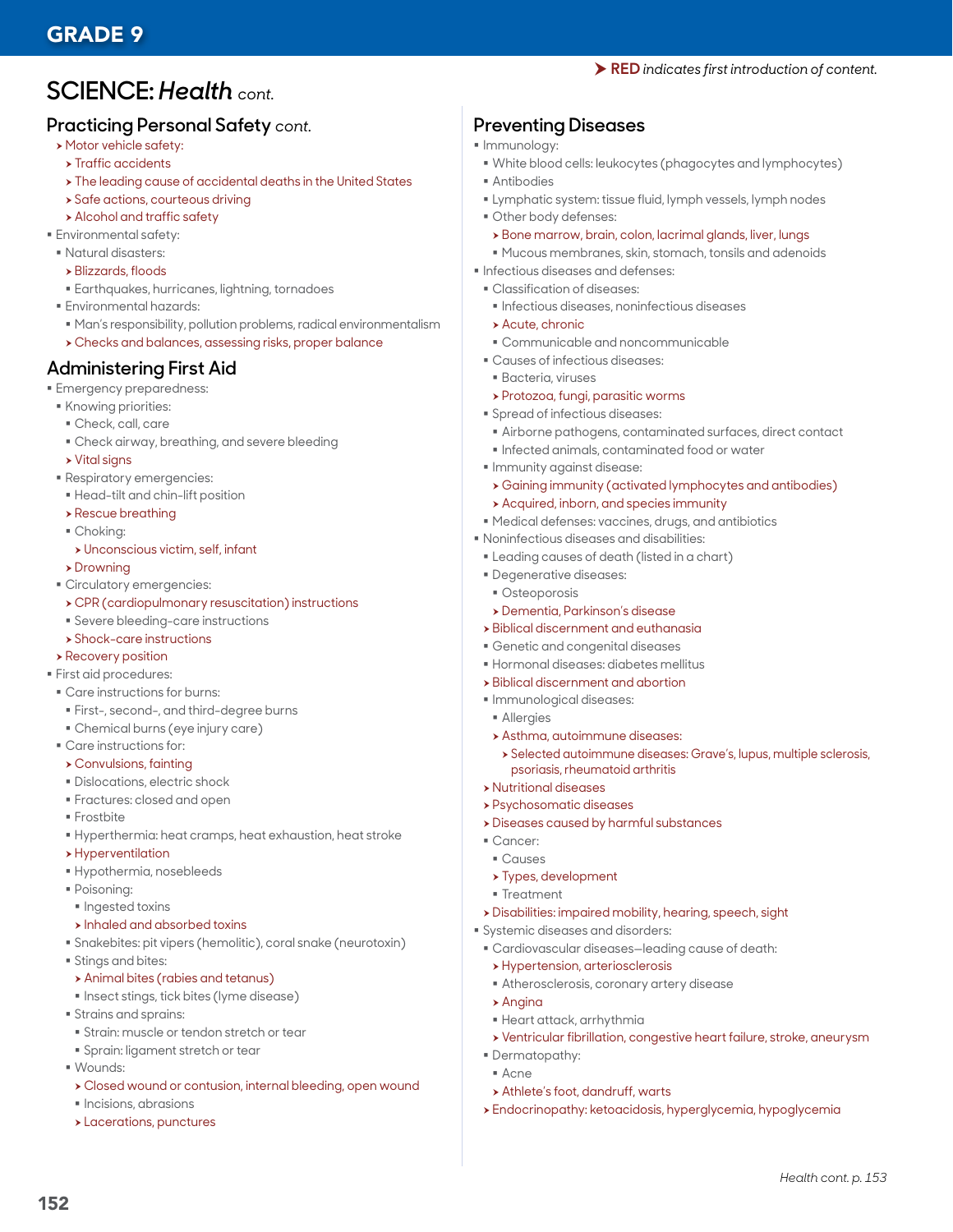## GRADE 9

➤ **RED** *indicates first introduction of content.*

# SCIENCE: *Health* cont.

## Practicing Personal Safety cont.

- ➤ Motor vehicle safety:
  - ➤ Traffic accidents
  - ➤ The leading cause of accidental deaths in the United States
  - ➤ Safe actions, courteous driving
  - ➤ Alcohol and traffic safety
- Environmental safety:
  - Natural disasters:
    - ➤ Blizzards, floods
    - Earthquakes, hurricanes, lightning, tornadoes
  - Environmental hazards:
    - Man's responsibility, pollution problems, radical environmentalism
    - ➤ Checks and balances, assessing risks, proper balance

## Administering First Aid

- Emergency preparedness:
  - Knowing priorities:
    - Check, call, care
    - Check airway, breathing, and severe bleeding
    - ➤ Vital signs
  - Respiratory emergencies:
    - Head-tilt and chin-lift position
    - ➤ Rescue breathing
    - Choking:
      - ➤ Unconscious victim, self, infant
    - ➤ Drowning
  - Circulatory emergencies:
    - ➤ CPR (cardiopulmonary resuscitation) instructions
    - Severe bleeding-care instructions
    - ➤ Shock-care instructions
  - ➤ Recovery position
- First aid procedures:
  - Care instructions for burns:
    - First-, second-, and third-degree burns
    - Chemical burns (eye injury care)
  - Care instructions for:
    - ➤ Convulsions, fainting
    - Dislocations, electric shock
    - Fractures: closed and open
    - Frostbite
    - Hyperthermia: heat cramps, heat exhaustion, heat stroke
    - ➤ Hyperventilation
    - Hypothermia, nosebleeds
    - Poisoning:
      - Ingested toxins
      - ➤ Inhaled and absorbed toxins
    - Snakebites: pit vipers (hemolitic), coral snake (neurotoxin)
    - Stings and bites:
      - ➤ Animal bites (rabies and tetanus)
      - Insect stings, tick bites (lyme disease)
    - Strains and sprains:
      - Strain: muscle or tendon stretch or tear
      - Sprain: ligament stretch or tear
    - Wounds:
      - ➤ Closed wound or contusion, internal bleeding, open wound
      - Incisions, abrasions
      - ➤ Lacerations, punctures

## Preventing Diseases

- Immunology:
  - White blood cells: leukocytes (phagocytes and lymphocytes)
  - Antibodies
  - Lymphatic system: tissue fluid, lymph vessels, lymph nodes
  - Other body defenses:
    - ➤ Bone marrow, brain, colon, lacrimal glands, liver, lungs
    - Mucous membranes, skin, stomach, tonsils and adenoids
- Infectious diseases and defenses:
  - Classification of diseases:
    - Infectious diseases, noninfectious diseases
    - ➤ Acute, chronic
    - Communicable and noncommunicable
  - Causes of infectious diseases:
    - Bacteria, viruses
    - ➤ Protozoa, fungi, parasitic worms
  - Spread of infectious diseases:
    - Airborne pathogens, contaminated surfaces, direct contact
    - Infected animals, contaminated food or water
  - Immunity against disease:
    - ➤ Gaining immunity (activated lymphocytes and antibodies)
    - ➤ Acquired, inborn, and species immunity
  - Medical defenses: vaccines, drugs, and antibiotics
- Noninfectious diseases and disabilities:
  - Leading causes of death (listed in a chart)
  - Degenerative diseases:
    - Osteoporosis
    - ➤ Dementia, Parkinson's disease
  - ➤ Biblical discernment and euthanasia
  - Genetic and congenital diseases
  - Hormonal diseases: diabetes mellitus
  - ➤ Biblical discernment and abortion
  - Immunological diseases:
    - Allergies
    - ➤ Asthma, autoimmune diseases:
      - ➤ Selected autoimmune diseases: Grave's, lupus, multiple sclerosis, psoriasis, rheumatoid arthritis
  - ➤ Nutritional diseases
  - ➤ Psychosomatic diseases
  - ➤ Diseases caused by harmful substances
  - Cancer:
    - Causes
    - ➤ Types, development
    - Treatment
  - ➤ Disabilities: impaired mobility, hearing, speech, sight
- Systemic diseases and disorders:
  - Cardiovascular diseases—leading cause of death:
    - ➤ Hypertension, arteriosclerosis
    - Atherosclerosis, coronary artery disease
    - ➤ Angina
    - Heart attack, arrhythmia
    - ➤ Ventricular fibrillation, congestive heart failure, stroke, aneurysm
  - Dermatopathy:
    - Acne
    - ➤ Athlete's foot, dandruff, warts
  - ➤ Endocrinopathy: ketoacidosis, hyperglycemia, hypoglycemia

*Health cont. p. 153*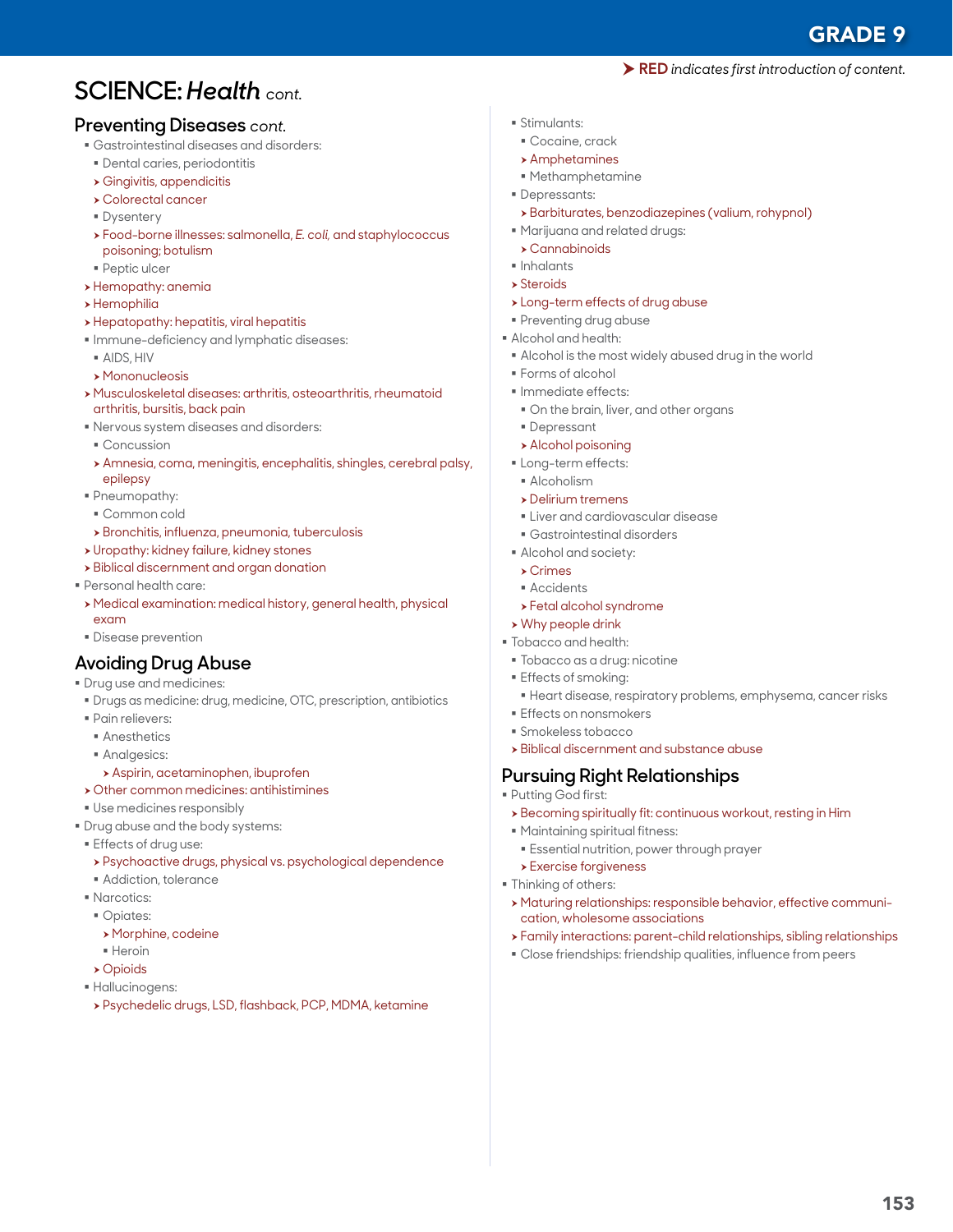➤ **RED** *indicates first introduction of content.*

# SCIENCE: *Health* cont.

## Preventing Diseases *cont.*

- Gastrointestinal diseases and disorders:
  - Dental caries, periodontitis
  - ➤ Gingivitis, appendicitis
  - ➤ Colorectal cancer
  - Dysentery
  - ➤ Food-borne illnesses: salmonella, *E. coli,* and staphylococcus poisoning; botulism
  - Peptic ulcer
- ➤ Hemopathy: anemia
- ➤ Hemophilia
- ➤ Hepatopathy: hepatitis, viral hepatitis
- Immune-deficiency and lymphatic diseases:
  - AIDS, HIV
  - ➤ Mononucleosis
- ➤ Musculoskeletal diseases: arthritis, osteoarthritis, rheumatoid arthritis, bursitis, back pain
- Nervous system diseases and disorders:
  - Concussion
  - ➤ Amnesia, coma, meningitis, encephalitis, shingles, cerebral palsy, epilepsy
- Pneumopathy:
  - Common cold
  - ➤ Bronchitis, influenza, pneumonia, tuberculosis
- ➤ Uropathy: kidney failure, kidney stones
- ➤ Biblical discernment and organ donation

- Personal health care:
  - ➤ Medical examination: medical history, general health, physical exam
  - Disease prevention

## Avoiding Drug Abuse

- Drug use and medicines:
  - Drugs as medicine: drug, medicine, OTC, prescription, antibiotics
  - Pain relievers:
    - Anesthetics
    - Analgesics:
      - ➤ Aspirin, acetaminophen, ibuprofen
  - ➤ Other common medicines: antihistimines
  - Use medicines responsibly
- Drug abuse and the body systems:
  - Effects of drug use:
    - ➤ Psychoactive drugs, physical vs. psychological dependence
    - Addiction, tolerance
  - Narcotics:
    - Opiates:
      - ➤ Morphine, codeine
      - Heroin
    - ➤ Opioids
  - Hallucinogens:
    - ➤ Psychedelic drugs, LSD, flashback, PCP, MDMA, ketamine
  - Stimulants:
    - Cocaine, crack
    - ➤ Amphetamines
    - Methamphetamine
  - Depressants:
    - ➤ Barbiturates, benzodiazepines (valium, rohypnol)
  - Marijuana and related drugs:
    - ➤ Cannabinoids
  - Inhalants
  - ➤ Steroids
  - ➤ Long-term effects of drug abuse
  - Preventing drug abuse
- Alcohol and health:
  - Alcohol is the most widely abused drug in the world
  - Forms of alcohol
  - Immediate effects:
    - On the brain, liver, and other organs
    - Depressant
    - ➤ Alcohol poisoning
  - Long-term effects:
    - Alcoholism
    - ➤ Delirium tremens
    - Liver and cardiovascular disease
    - Gastrointestinal disorders
  - Alcohol and society:
    - ➤ Crimes
    - Accidents
    - ➤ Fetal alcohol syndrome
  - ➤ Why people drink
- Tobacco and health:
  - Tobacco as a drug: nicotine
  - Effects of smoking:
    - Heart disease, respiratory problems, emphysema, cancer risks
  - Effects on nonsmokers
  - Smokeless tobacco
  - ➤ Biblical discernment and substance abuse

## Pursuing Right Relationships

- Putting God first:
  - ➤ Becoming spiritually fit: continuous workout, resting in Him
  - Maintaining spiritual fitness:
    - Essential nutrition, power through prayer
    - ➤ Exercise forgiveness
- Thinking of others:
  - ➤ Maturing relationships: responsible behavior, effective communication, wholesome associations
  - ➤ Family interactions: parent-child relationships, sibling relationships
  - Close friendships: friendship qualities, influence from peers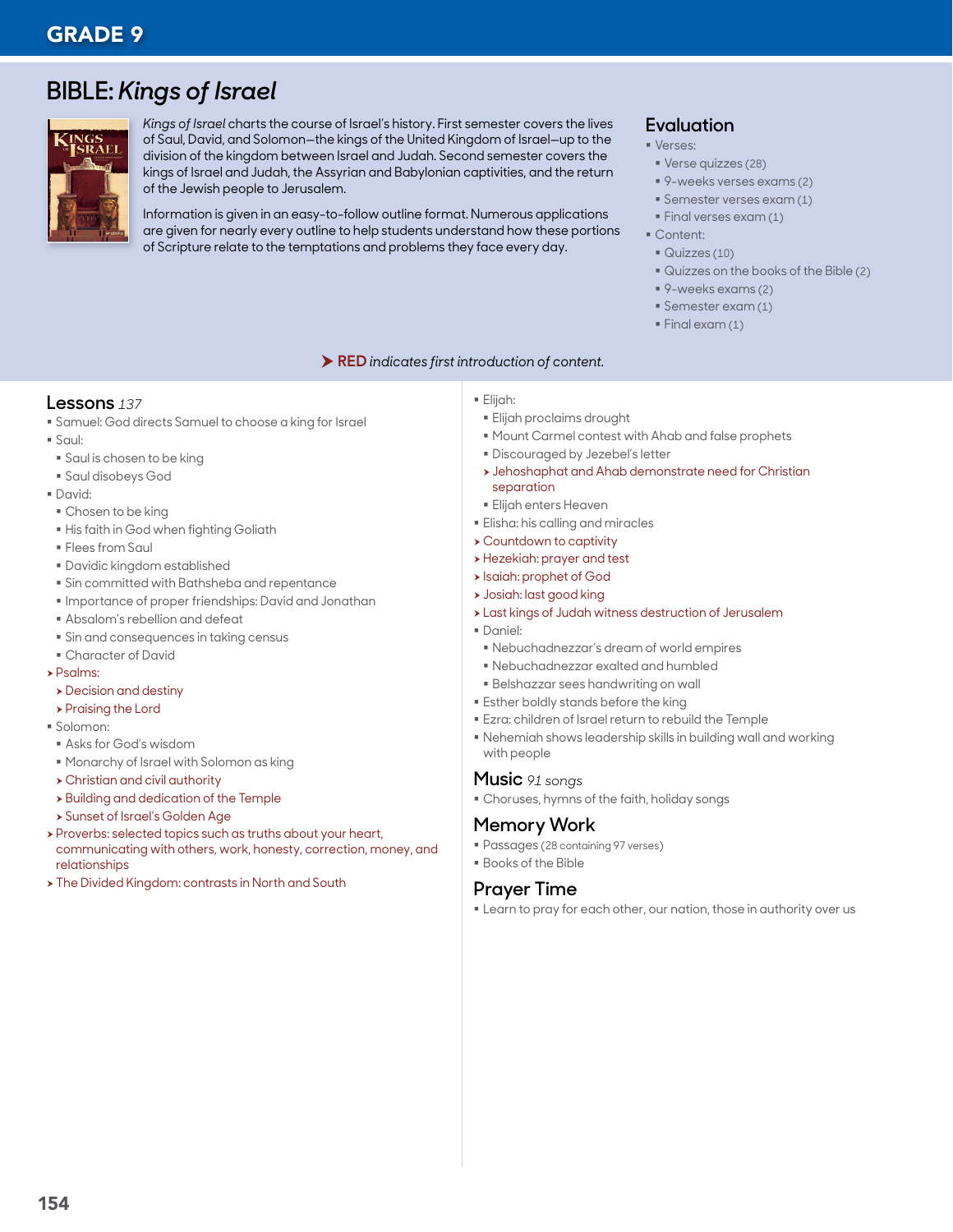# GRADE 9

## BIBLE: *Kings of Israel*

*Kings of Israel* charts the course of Israel's history. First semester covers the lives of Saul, David, and Solomon—the kings of the United Kingdom of Israel—up to the division of the kingdom between Israel and Judah. Second semester covers the kings of Israel and Judah, the Assyrian and Babylonian captivities, and the return of the Jewish people to Jerusalem.

Information is given in an easy-to-follow outline format. Numerous applications are given for nearly every outline to help students understand how these portions of Scripture relate to the temptations and problems they face every day.

### Evaluation

- Verses:
  - Verse quizzes (28)
  - 9-weeks verses exams (2)
  - Semester verses exam (1)
  - Final verses exam (1)
- Content:
  - Quizzes (10)
  - Quizzes on the books of the Bible (2)
  - 9-weeks exams (2)
  - Semester exam (1)
  - Final exam (1)

**RED** *indicates first introduction of content.*

### Lessons *137*

- Samuel: God directs Samuel to choose a king for Israel
- Saul:
  - Saul is chosen to be king
  - Saul disobeys God
- David:
  - Chosen to be king
  - His faith in God when fighting Goliath
  - Flees from Saul
  - Davidic kingdom established
  - Sin committed with Bathsheba and repentance
  - Importance of proper friendships: David and Jonathan
  - Absalom's rebellion and defeat
  - Sin and consequences in taking census
  - Character of David
- Psalms:
  - Decision and destiny
  - Praising the Lord
- Solomon:
  - Asks for God's wisdom
  - Monarchy of Israel with Solomon as king
  - Christian and civil authority
  - Building and dedication of the Temple
  - Sunset of Israel's Golden Age
- Proverbs: selected topics such as truths about your heart, communicating with others, work, honesty, correction, money, and relationships
- The Divided Kingdom: contrasts in North and South
- Elijah:
  - Elijah proclaims drought
  - Mount Carmel contest with Ahab and false prophets
  - Discouraged by Jezebel's letter
  - Jehoshaphat and Ahab demonstrate need for Christian separation
  - Elijah enters Heaven
- Elisha: his calling and miracles
- Countdown to captivity
- Hezekiah: prayer and test
- Isaiah: prophet of God
- Josiah: last good king
- Last kings of Judah witness destruction of Jerusalem
- Daniel:
  - Nebuchadnezzar's dream of world empires
  - Nebuchadnezzar exalted and humbled
  - Belshazzar sees handwriting on wall
- Esther boldly stands before the king
- Ezra: children of Israel return to rebuild the Temple
- Nehemiah shows leadership skills in building wall and working with people

### Music *91 songs*

- Choruses, hymns of the faith, holiday songs

### Memory Work

- Passages (28 containing 97 verses)
- Books of the Bible

### Prayer Time

- Learn to pray for each other, our nation, those in authority over us